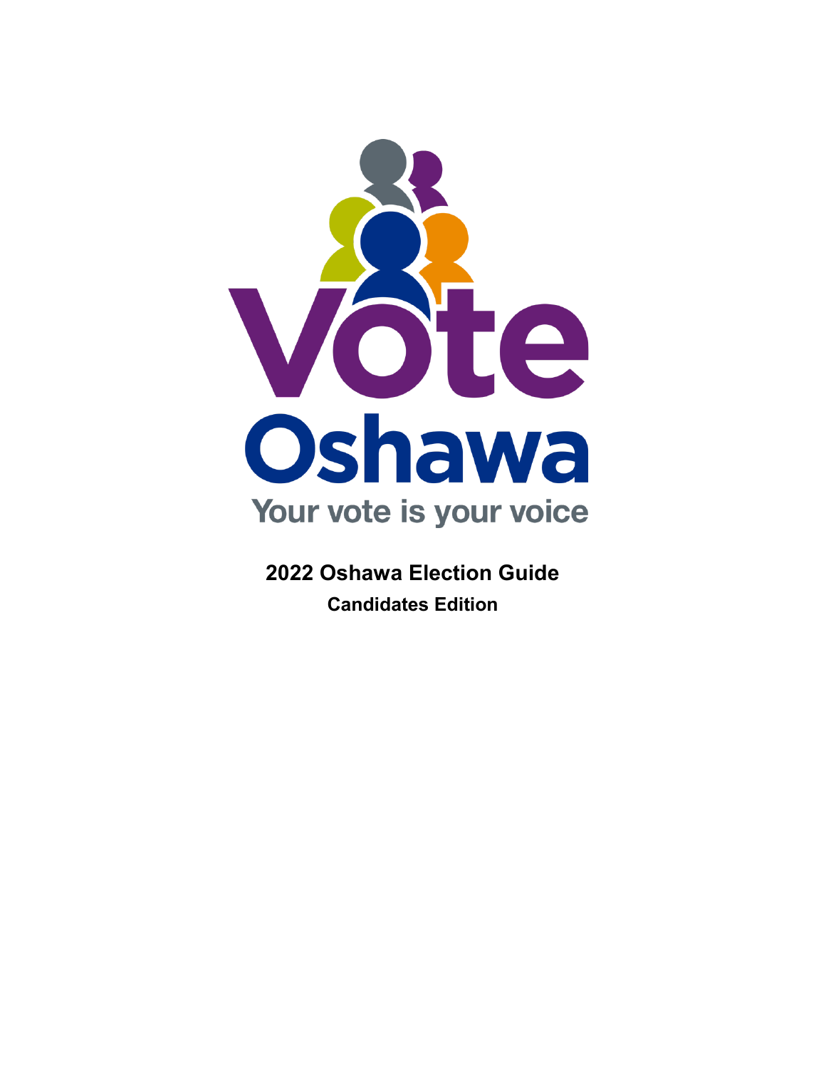Vote Oshawa

Your vote is your voice

# 2022 Oshawa Election Guide

## Candidates Edition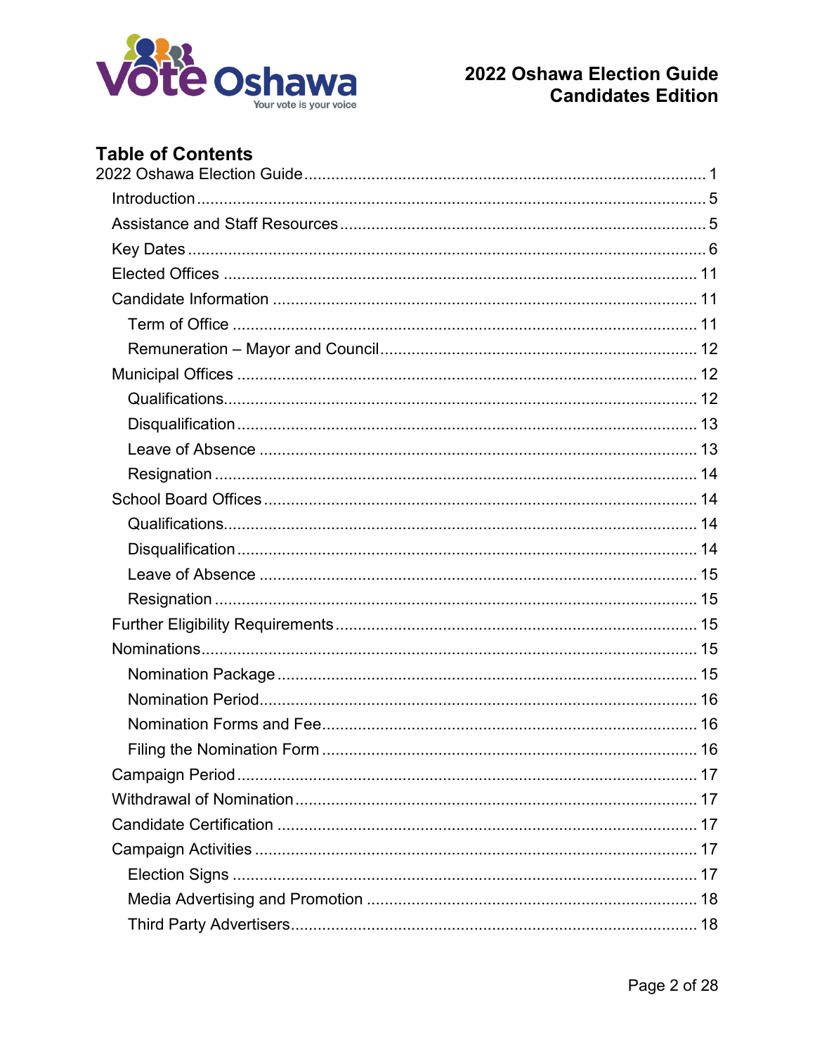## Table of Contents

- 2022 Oshawa Election Guide ........ 1
  - Introduction ........ 5
  - Assistance and Staff Resources ........ 5
  - Key Dates ........ 6
  - Elected Offices ........ 11
  - Candidate Information ........ 11
    - Term of Office ........ 11
    - Remuneration – Mayor and Council ........ 12
  - Municipal Offices ........ 12
    - Qualifications ........ 12
    - Disqualification ........ 13
    - Leave of Absence ........ 13
    - Resignation ........ 14
  - School Board Offices ........ 14
    - Qualifications ........ 14
    - Disqualification ........ 14
    - Leave of Absence ........ 15
    - Resignation ........ 15
  - Further Eligibility Requirements ........ 15
  - Nominations ........ 15
    - Nomination Package ........ 15
    - Nomination Period ........ 16
    - Nomination Forms and Fee ........ 16
    - Filing the Nomination Form ........ 16
  - Campaign Period ........ 17
  - Withdrawal of Nomination ........ 17
  - Candidate Certification ........ 17
  - Campaign Activities ........ 17
    - Election Signs ........ 17
    - Media Advertising and Promotion ........ 18
    - Third Party Advertisers ........ 18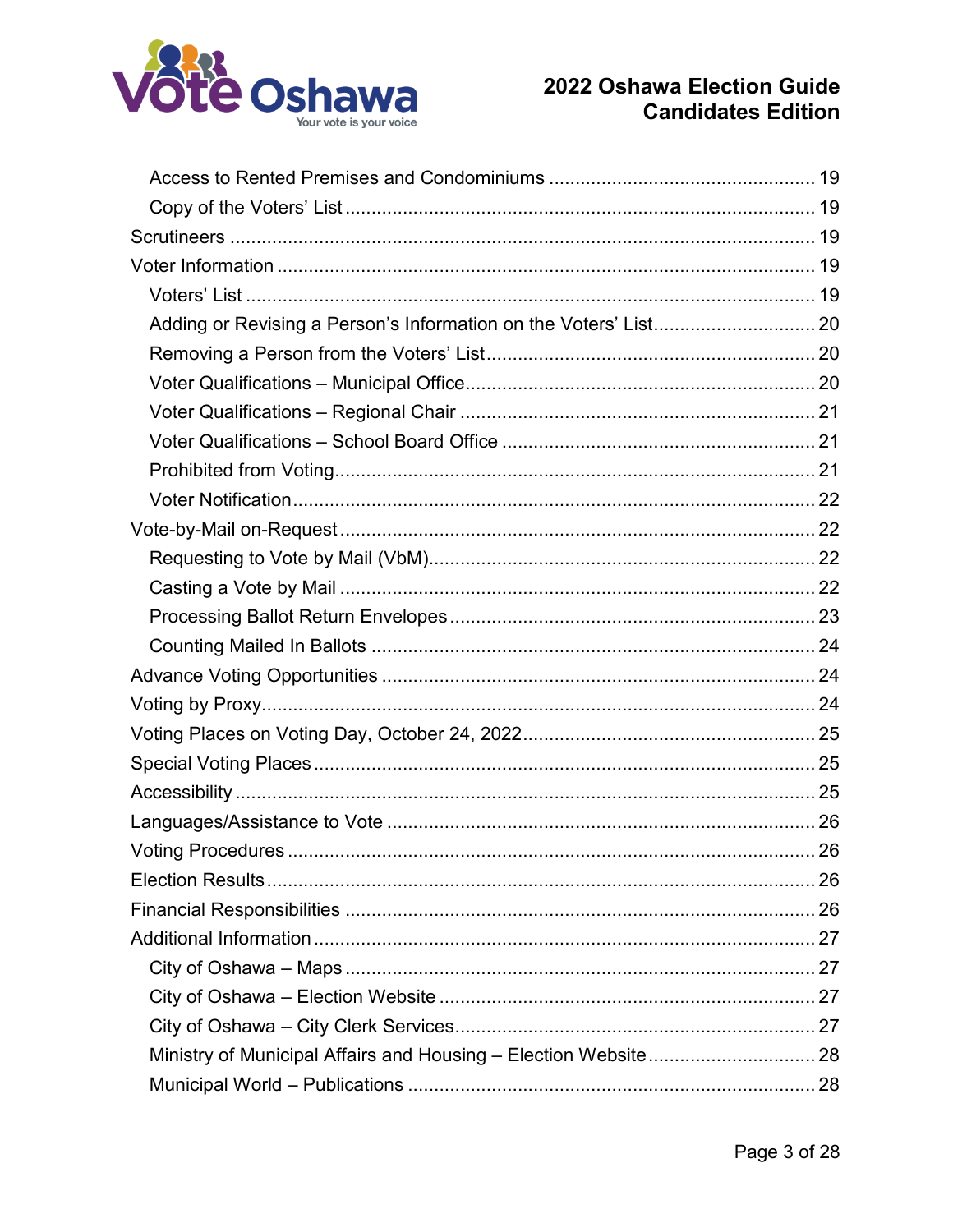- Access to Rented Premises and Condominiums .................................................. 19
- Copy of the Voters' List ........................................................................................ 19

Scrutineers ............................................................................................................... 19

Voter Information ..................................................................................................... 19

- Voters' List ........................................................................................................... 19
- Adding or Revising a Person's Information on the Voters' List............................... 20
- Removing a Person from the Voters' List .............................................................. 20
- Voter Qualifications – Municipal Office.................................................................. 20
- Voter Qualifications – Regional Chair ................................................................... 21
- Voter Qualifications – School Board Office ........................................................... 21
- Prohibited from Voting.......................................................................................... 21
- Voter Notification.................................................................................................. 22

Vote-by-Mail on-Request ......................................................................................... 22

- Requesting to Vote by Mail (VbM)......................................................................... 22
- Casting a Vote by Mail ......................................................................................... 22
- Processing Ballot Return Envelopes ..................................................................... 23
- Counting Mailed In Ballots .................................................................................... 24

Advance Voting Opportunities ................................................................................. 24

Voting by Proxy........................................................................................................ 24

Voting Places on Voting Day, October 24, 2022....................................................... 25

Special Voting Places ............................................................................................... 25

Accessibility ............................................................................................................. 25

Languages/Assistance to Vote ................................................................................. 26

Voting Procedures .................................................................................................... 26

Election Results........................................................................................................ 26

Financial Responsibilities ......................................................................................... 26

Additional Information ............................................................................................... 27

- City of Oshawa – Maps ......................................................................................... 27
- City of Oshawa – Election Website ....................................................................... 27
- City of Oshawa – City Clerk Services.................................................................... 27
- Ministry of Municipal Affairs and Housing – Election Website ................................ 28
- Municipal World – Publications ............................................................................. 28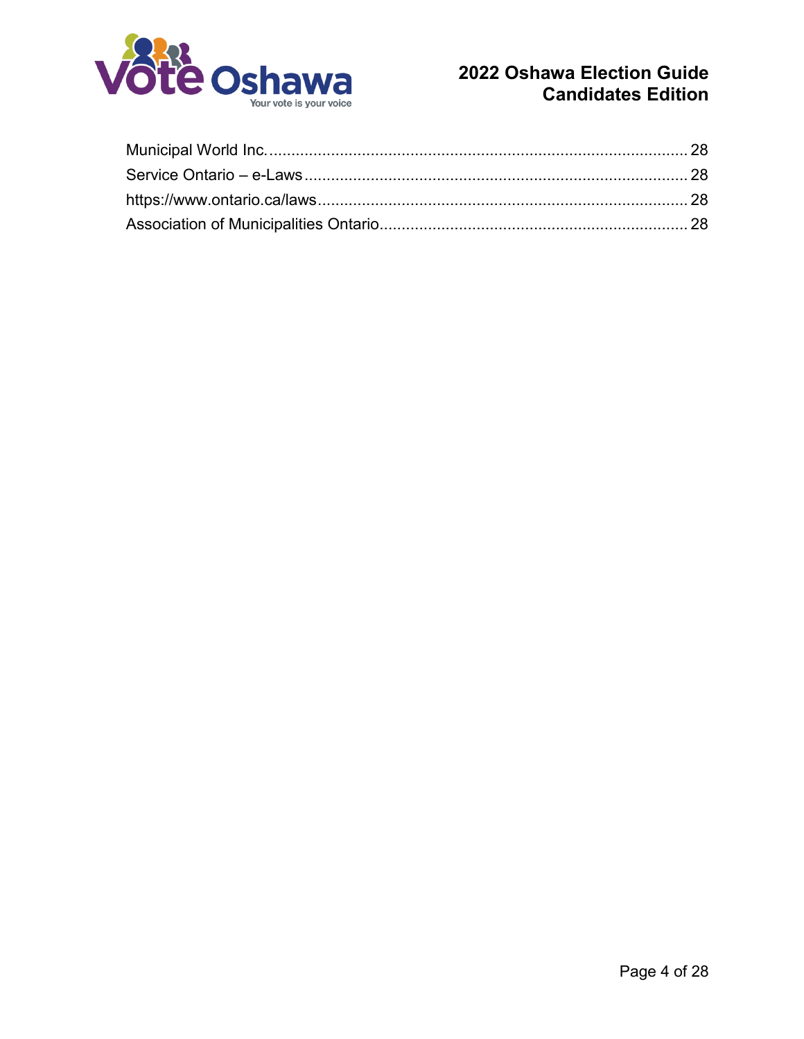Municipal World Inc. ............................................................................................. 28
Service Ontario – e-Laws ...................................................................................... 28
https://www.ontario.ca/laws .................................................................................. 28
Association of Municipalities Ontario ..................................................................... 28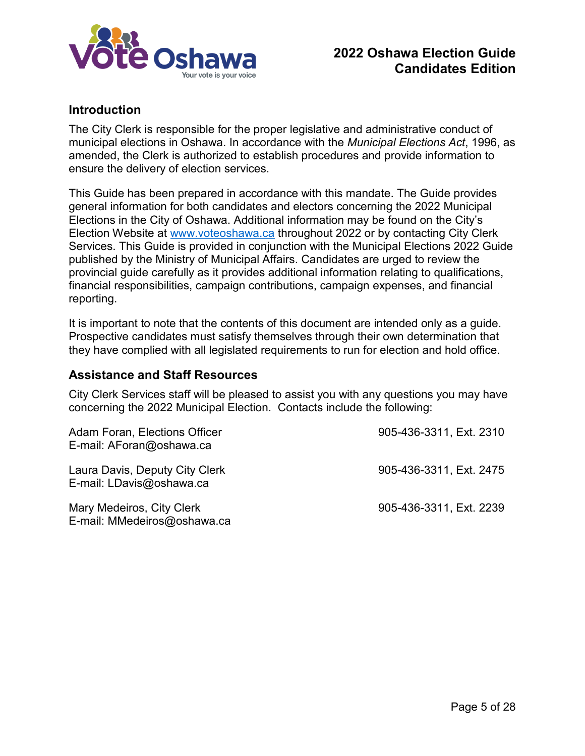## Introduction

The City Clerk is responsible for the proper legislative and administrative conduct of municipal elections in Oshawa. In accordance with the *Municipal Elections Act*, 1996, as amended, the Clerk is authorized to establish procedures and provide information to ensure the delivery of election services.

This Guide has been prepared in accordance with this mandate. The Guide provides general information for both candidates and electors concerning the 2022 Municipal Elections in the City of Oshawa. Additional information may be found on the City's Election Website at [www.voteoshawa.ca](http://www.voteoshawa.ca) throughout 2022 or by contacting City Clerk Services. This Guide is provided in conjunction with the Municipal Elections 2022 Guide published by the Ministry of Municipal Affairs. Candidates are urged to review the provincial guide carefully as it provides additional information relating to qualifications, financial responsibilities, campaign contributions, campaign expenses, and financial reporting.

It is important to note that the contents of this document are intended only as a guide. Prospective candidates must satisfy themselves through their own determination that they have complied with all legislated requirements to run for election and hold office.

## Assistance and Staff Resources

City Clerk Services staff will be pleased to assist you with any questions you may have concerning the 2022 Municipal Election. Contacts include the following:

| Contact | Phone |
|---|---|
| Adam Foran, Elections Officer<br>E-mail: AForan@oshawa.ca | 905-436-3311, Ext. 2310 |
| Laura Davis, Deputy City Clerk<br>E-mail: LDavis@oshawa.ca | 905-436-3311, Ext. 2475 |
| Mary Medeiros, City Clerk<br>E-mail: MMedeiros@oshawa.ca | 905-436-3311, Ext. 2239 |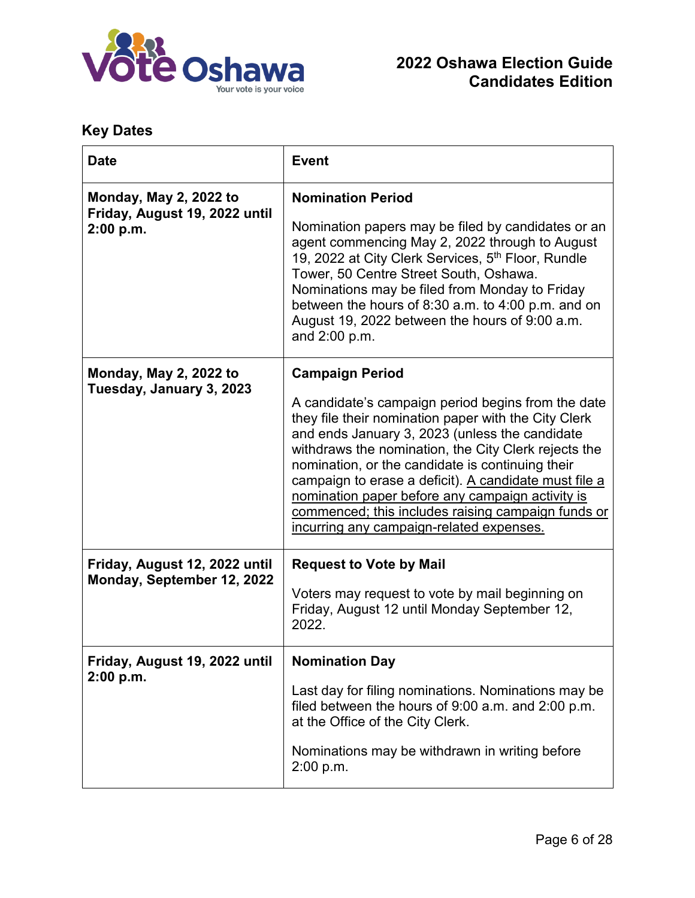## Key Dates

| Date | Event |
|---|---|
| **Monday, May 2, 2022 to Friday, August 19, 2022 until 2:00 p.m.** | **Nomination Period**<br><br>Nomination papers may be filed by candidates or an agent commencing May 2, 2022 through to August 19, 2022 at City Clerk Services, 5th Floor, Rundle Tower, 50 Centre Street South, Oshawa. Nominations may be filed from Monday to Friday between the hours of 8:30 a.m. to 4:00 p.m. and on August 19, 2022 between the hours of 9:00 a.m. and 2:00 p.m. |
| **Monday, May 2, 2022 to Tuesday, January 3, 2023** | **Campaign Period**<br><br>A candidate's campaign period begins from the date they file their nomination paper with the City Clerk and ends January 3, 2023 (unless the candidate withdraws the nomination, the City Clerk rejects the nomination, or the candidate is continuing their campaign to erase a deficit). <u>A candidate must file a nomination paper before any campaign activity is commenced; this includes raising campaign funds or incurring any campaign-related expenses.</u> |
| **Friday, August 12, 2022 until Monday, September 12, 2022** | **Request to Vote by Mail**<br><br>Voters may request to vote by mail beginning on Friday, August 12 until Monday September 12, 2022. |
| **Friday, August 19, 2022 until 2:00 p.m.** | **Nomination Day**<br><br>Last day for filing nominations. Nominations may be filed between the hours of 9:00 a.m. and 2:00 p.m. at the Office of the City Clerk.<br><br>Nominations may be withdrawn in writing before 2:00 p.m. |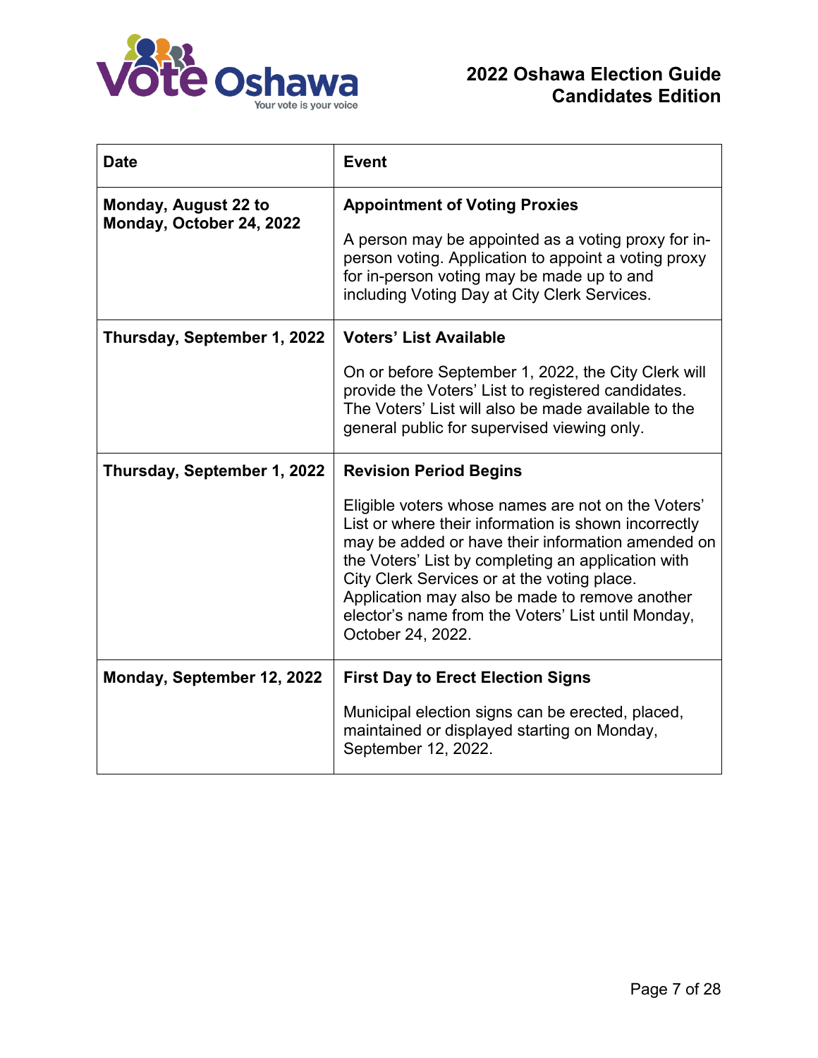| Date | Event |
|---|---|
| **Monday, August 22 to Monday, October 24, 2022** | **Appointment of Voting Proxies**<br><br>A person may be appointed as a voting proxy for in-person voting. Application to appoint a voting proxy for in-person voting may be made up to and including Voting Day at City Clerk Services. |
| **Thursday, September 1, 2022** | **Voters' List Available**<br><br>On or before September 1, 2022, the City Clerk will provide the Voters' List to registered candidates. The Voters' List will also be made available to the general public for supervised viewing only. |
| **Thursday, September 1, 2022** | **Revision Period Begins**<br><br>Eligible voters whose names are not on the Voters' List or where their information is shown incorrectly may be added or have their information amended on the Voters' List by completing an application with City Clerk Services or at the voting place. Application may also be made to remove another elector's name from the Voters' List until Monday, October 24, 2022. |
| **Monday, September 12, 2022** | **First Day to Erect Election Signs**<br><br>Municipal election signs can be erected, placed, maintained or displayed starting on Monday, September 12, 2022. |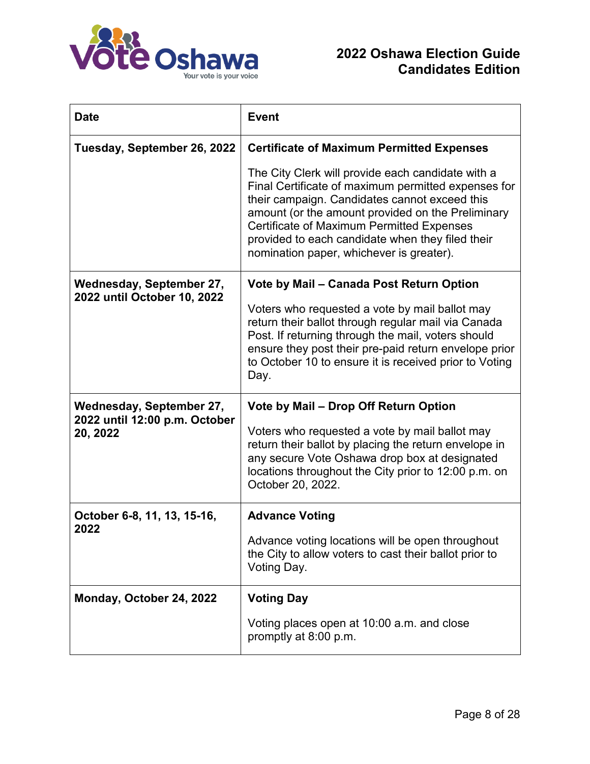| Date | Event |
|---|---|
| **Tuesday, September 26, 2022** | **Certificate of Maximum Permitted Expenses**<br><br>The City Clerk will provide each candidate with a Final Certificate of maximum permitted expenses for their campaign. Candidates cannot exceed this amount (or the amount provided on the Preliminary Certificate of Maximum Permitted Expenses provided to each candidate when they filed their nomination paper, whichever is greater). |
| **Wednesday, September 27, 2022 until October 10, 2022** | **Vote by Mail – Canada Post Return Option**<br><br>Voters who requested a vote by mail ballot may return their ballot through regular mail via Canada Post. If returning through the mail, voters should ensure they post their pre-paid return envelope prior to October 10 to ensure it is received prior to Voting Day. |
| **Wednesday, September 27, 2022 until 12:00 p.m. October 20, 2022** | **Vote by Mail – Drop Off Return Option**<br><br>Voters who requested a vote by mail ballot may return their ballot by placing the return envelope in any secure Vote Oshawa drop box at designated locations throughout the City prior to 12:00 p.m. on October 20, 2022. |
| **October 6-8, 11, 13, 15-16, 2022** | **Advance Voting**<br><br>Advance voting locations will be open throughout the City to allow voters to cast their ballot prior to Voting Day. |
| **Monday, October 24, 2022** | **Voting Day**<br><br>Voting places open at 10:00 a.m. and close promptly at 8:00 p.m. |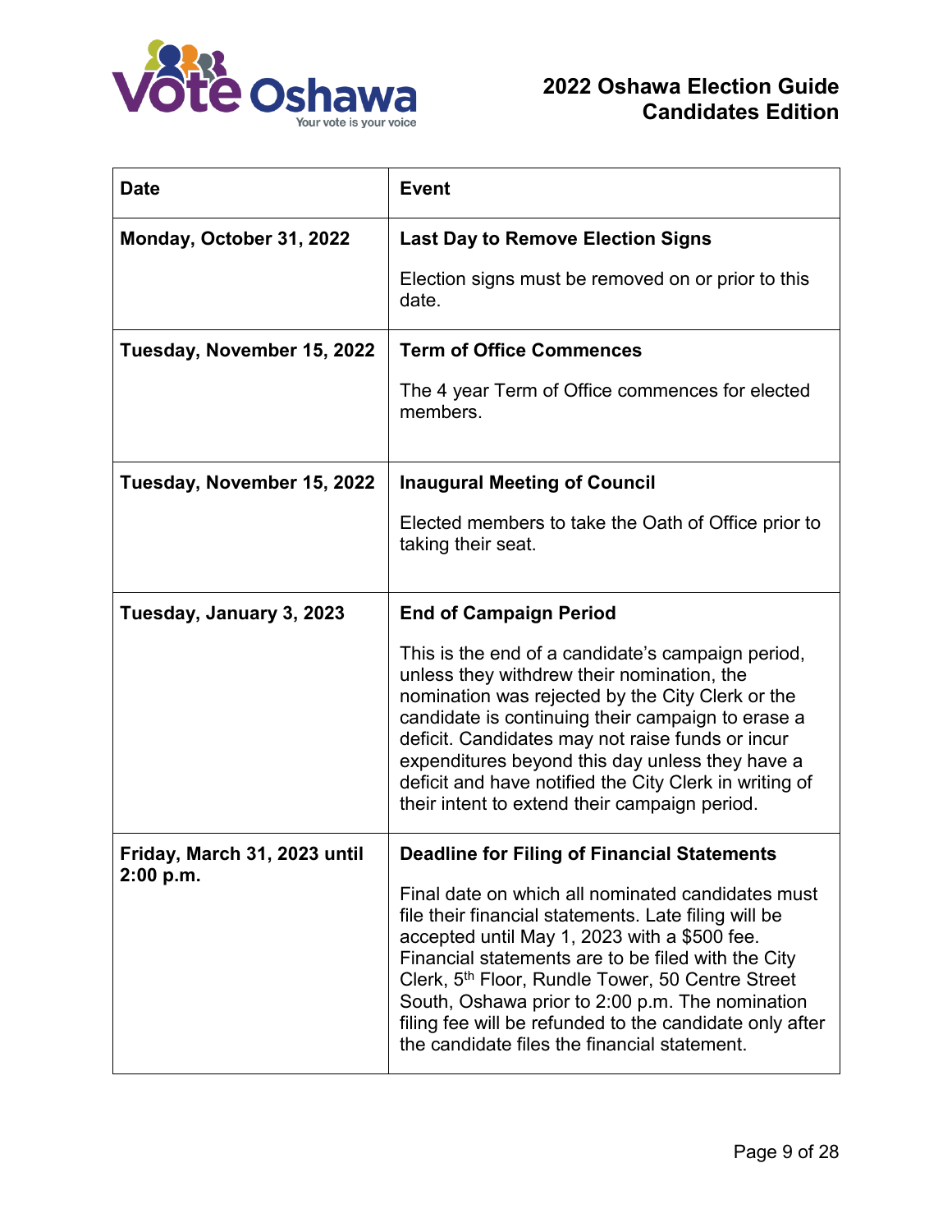| Date | Event |
| --- | --- |
| **Monday, October 31, 2022** | **Last Day to Remove Election Signs**<br><br>Election signs must be removed on or prior to this date. |
| **Tuesday, November 15, 2022** | **Term of Office Commences**<br><br>The 4 year Term of Office commences for elected members. |
| **Tuesday, November 15, 2022** | **Inaugural Meeting of Council**<br><br>Elected members to take the Oath of Office prior to taking their seat. |
| **Tuesday, January 3, 2023** | **End of Campaign Period**<br><br>This is the end of a candidate's campaign period, unless they withdrew their nomination, the nomination was rejected by the City Clerk or the candidate is continuing their campaign to erase a deficit. Candidates may not raise funds or incur expenditures beyond this day unless they have a deficit and have notified the City Clerk in writing of their intent to extend their campaign period. |
| **Friday, March 31, 2023 until 2:00 p.m.** | **Deadline for Filing of Financial Statements**<br><br>Final date on which all nominated candidates must file their financial statements. Late filing will be accepted until May 1, 2023 with a $500 fee. Financial statements are to be filed with the City Clerk, 5th Floor, Rundle Tower, 50 Centre Street South, Oshawa prior to 2:00 p.m. The nomination filing fee will be refunded to the candidate only after the candidate files the financial statement. |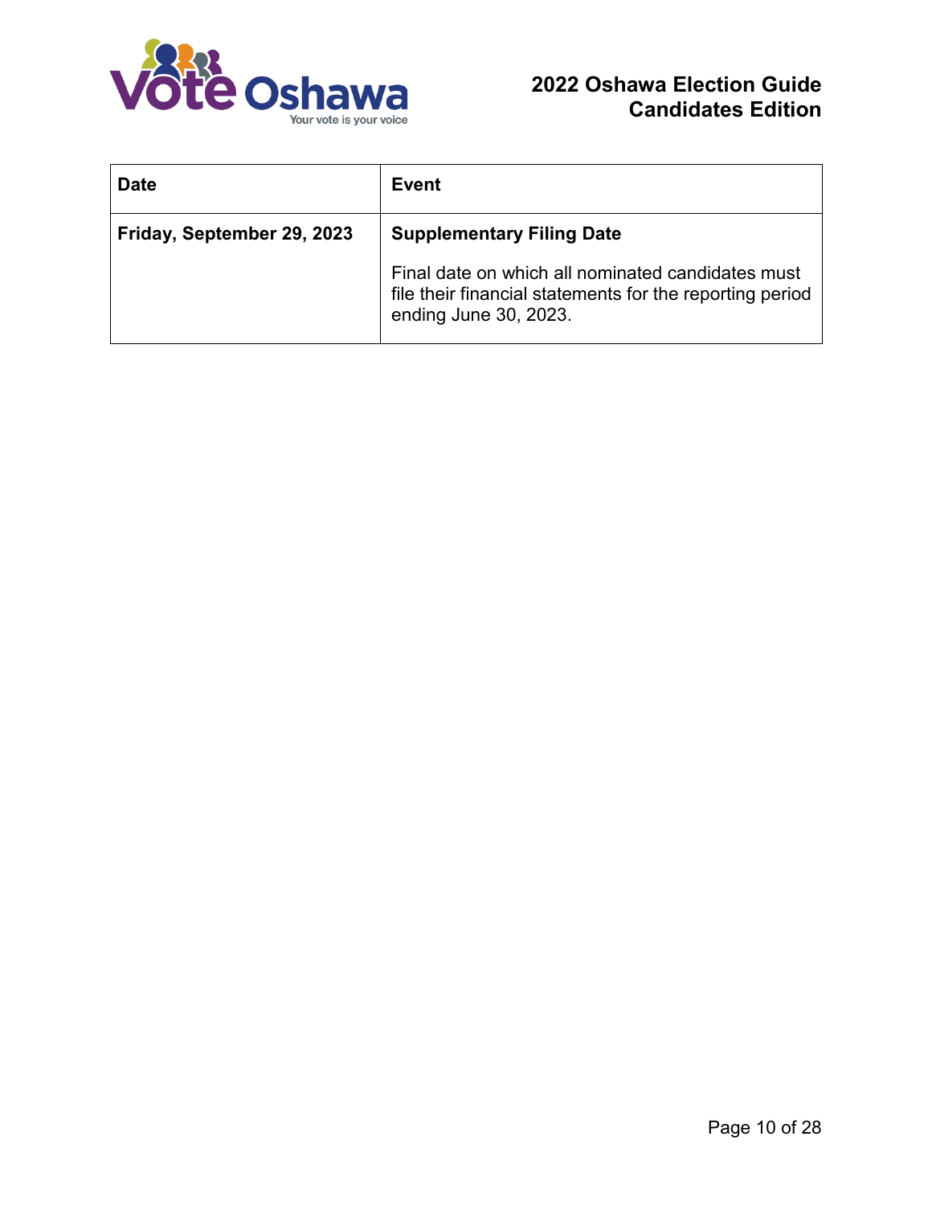| Date | Event |
| --- | --- |
| **Friday, September 29, 2023** | **Supplementary Filing Date**<br><br>Final date on which all nominated candidates must file their financial statements for the reporting period ending June 30, 2023. |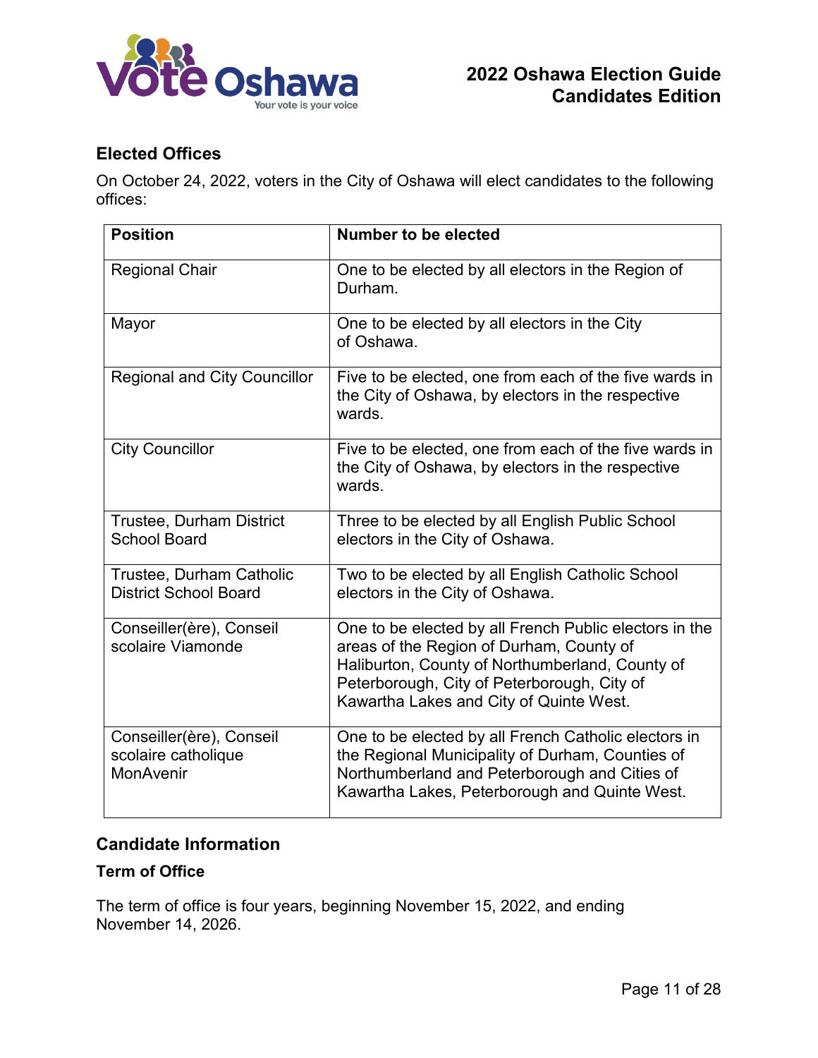## Elected Offices

On October 24, 2022, voters in the City of Oshawa will elect candidates to the following offices:

| Position | Number to be elected |
|---|---|
| Regional Chair | One to be elected by all electors in the Region of Durham. |
| Mayor | One to be elected by all electors in the City of Oshawa. |
| Regional and City Councillor | Five to be elected, one from each of the five wards in the City of Oshawa, by electors in the respective wards. |
| City Councillor | Five to be elected, one from each of the five wards in the City of Oshawa, by electors in the respective wards. |
| Trustee, Durham District School Board | Three to be elected by all English Public School electors in the City of Oshawa. |
| Trustee, Durham Catholic District School Board | Two to be elected by all English Catholic School electors in the City of Oshawa. |
| Conseiller(ère), Conseil scolaire Viamonde | One to be elected by all French Public electors in the areas of the Region of Durham, County of Haliburton, County of Northumberland, County of Peterborough, City of Peterborough, City of Kawartha Lakes and City of Quinte West. |
| Conseiller(ère), Conseil scolaire catholique MonAvenir | One to be elected by all French Catholic electors in the Regional Municipality of Durham, Counties of Northumberland and Peterborough and Cities of Kawartha Lakes, Peterborough and Quinte West. |

## Candidate Information

### Term of Office

The term of office is four years, beginning November 15, 2022, and ending November 14, 2026.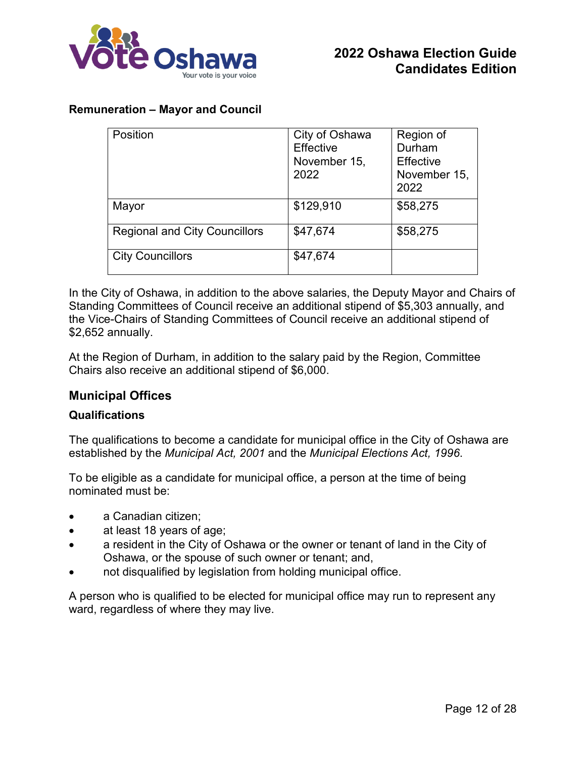**Remuneration – Mayor and Council**

| Position | City of Oshawa Effective November 15, 2022 | Region of Durham Effective November 15, 2022 |
| --- | --- | --- |
| Mayor | $129,910 | $58,275 |
| Regional and City Councillors | $47,674 | $58,275 |
| City Councillors | $47,674 | |

In the City of Oshawa, in addition to the above salaries, the Deputy Mayor and Chairs of Standing Committees of Council receive an additional stipend of $5,303 annually, and the Vice-Chairs of Standing Committees of Council receive an additional stipend of $2,652 annually.

At the Region of Durham, in addition to the salary paid by the Region, Committee Chairs also receive an additional stipend of $6,000.

## Municipal Offices

### Qualifications

The qualifications to become a candidate for municipal office in the City of Oshawa are established by the *Municipal Act, 2001* and the *Municipal Elections Act, 1996*.

To be eligible as a candidate for municipal office, a person at the time of being nominated must be:

- a Canadian citizen;
- at least 18 years of age;
- a resident in the City of Oshawa or the owner or tenant of land in the City of Oshawa, or the spouse of such owner or tenant; and,
- not disqualified by legislation from holding municipal office.

A person who is qualified to be elected for municipal office may run to represent any ward, regardless of where they may live.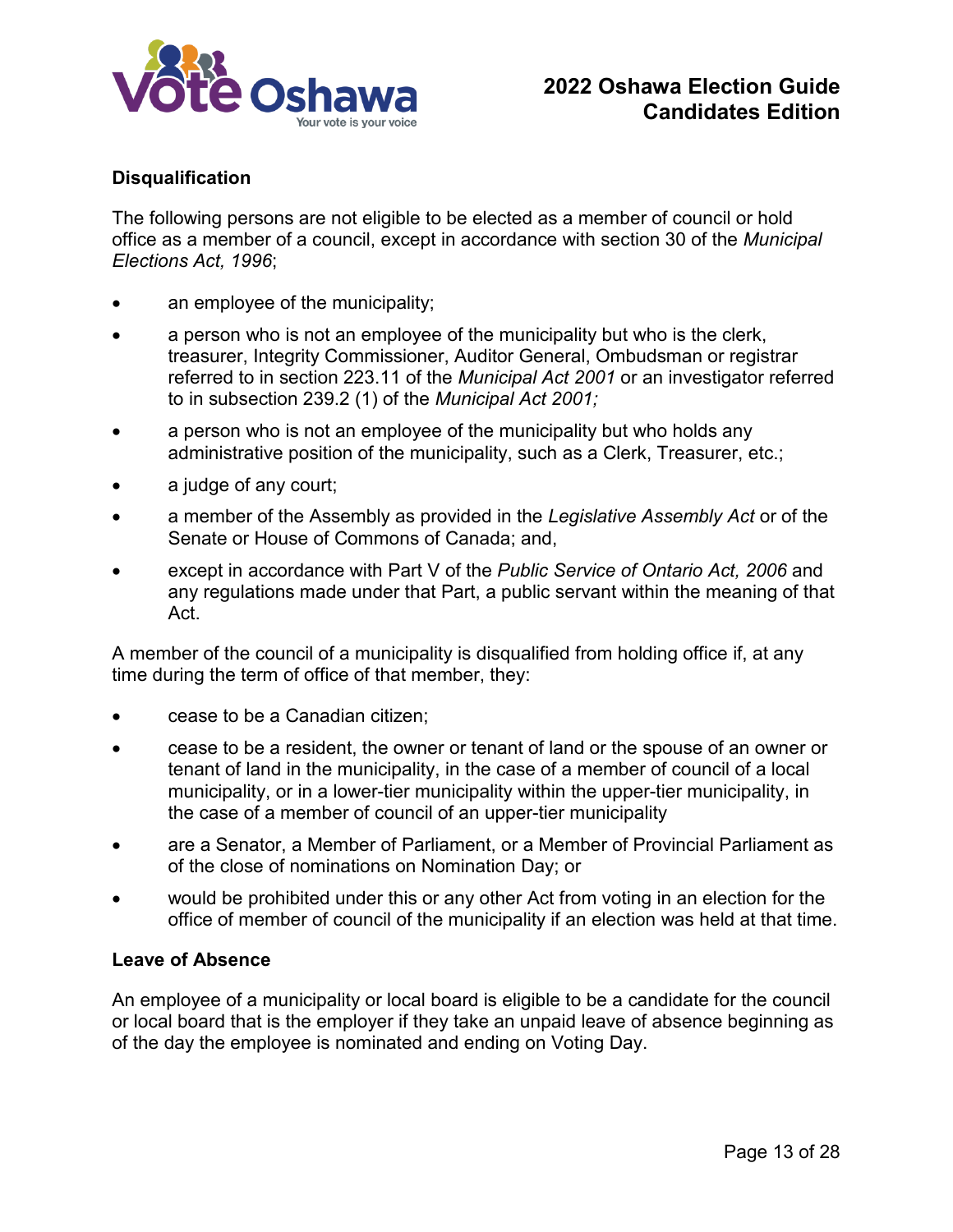### Disqualification

The following persons are not eligible to be elected as a member of council or hold office as a member of a council, except in accordance with section 30 of the *Municipal Elections Act, 1996*;

- an employee of the municipality;
- a person who is not an employee of the municipality but who is the clerk, treasurer, Integrity Commissioner, Auditor General, Ombudsman or registrar referred to in section 223.11 of the *Municipal Act 2001* or an investigator referred to in subsection 239.2 (1) of the *Municipal Act 2001;*
- a person who is not an employee of the municipality but who holds any administrative position of the municipality, such as a Clerk, Treasurer, etc.;
- a judge of any court;
- a member of the Assembly as provided in the *Legislative Assembly Act* or of the Senate or House of Commons of Canada; and,
- except in accordance with Part V of the *Public Service of Ontario Act, 2006* and any regulations made under that Part, a public servant within the meaning of that Act.

A member of the council of a municipality is disqualified from holding office if, at any time during the term of office of that member, they:

- cease to be a Canadian citizen;
- cease to be a resident, the owner or tenant of land or the spouse of an owner or tenant of land in the municipality, in the case of a member of council of a local municipality, or in a lower-tier municipality within the upper-tier municipality, in the case of a member of council of an upper-tier municipality
- are a Senator, a Member of Parliament, or a Member of Provincial Parliament as of the close of nominations on Nomination Day; or
- would be prohibited under this or any other Act from voting in an election for the office of member of council of the municipality if an election was held at that time.

### Leave of Absence

An employee of a municipality or local board is eligible to be a candidate for the council or local board that is the employer if they take an unpaid leave of absence beginning as of the day the employee is nominated and ending on Voting Day.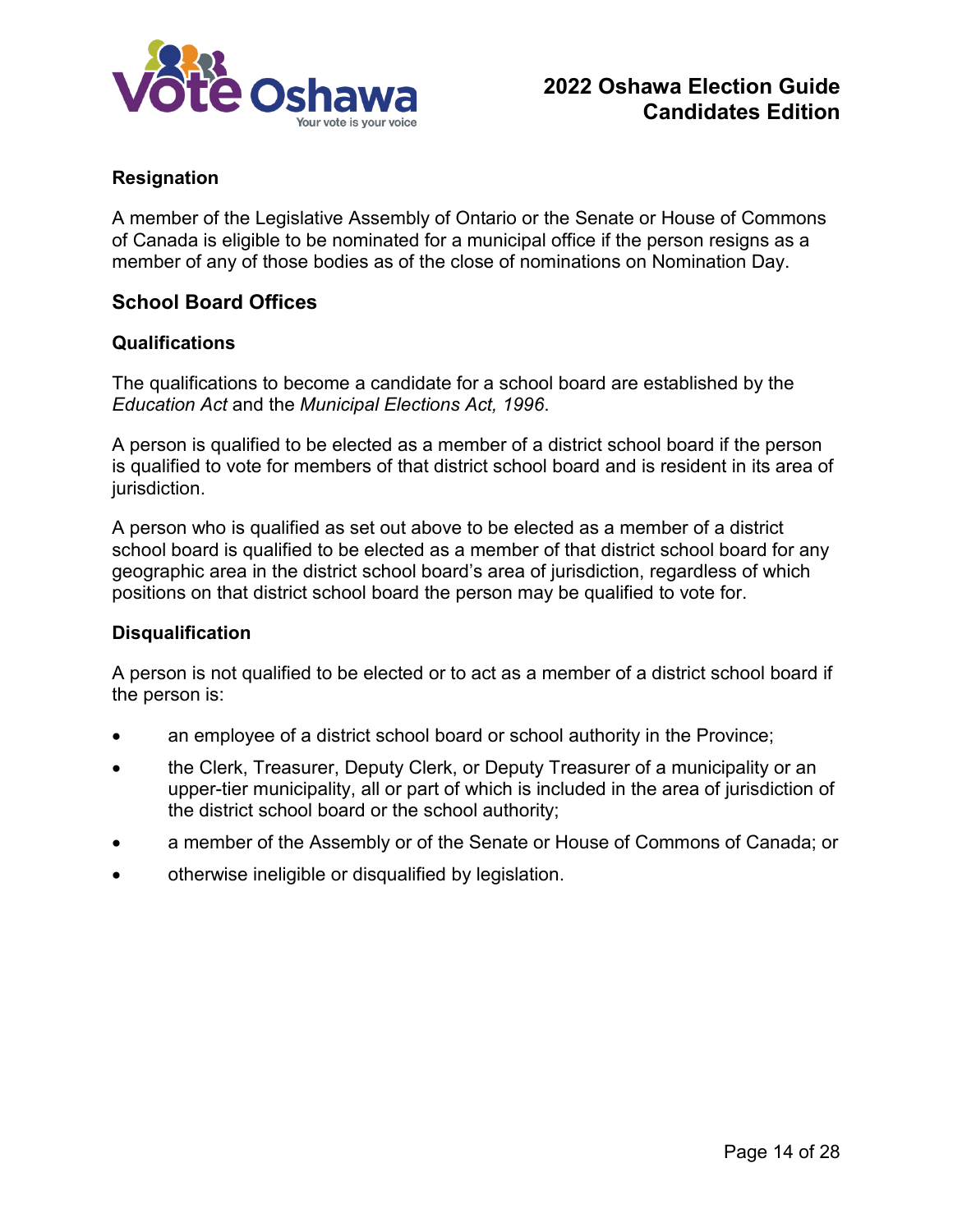**Resignation**

A member of the Legislative Assembly of Ontario or the Senate or House of Commons of Canada is eligible to be nominated for a municipal office if the person resigns as a member of any of those bodies as of the close of nominations on Nomination Day.

## School Board Offices

### Qualifications

The qualifications to become a candidate for a school board are established by the *Education Act* and the *Municipal Elections Act, 1996*.

A person is qualified to be elected as a member of a district school board if the person is qualified to vote for members of that district school board and is resident in its area of jurisdiction.

A person who is qualified as set out above to be elected as a member of a district school board is qualified to be elected as a member of that district school board for any geographic area in the district school board's area of jurisdiction, regardless of which positions on that district school board the person may be qualified to vote for.

### Disqualification

A person is not qualified to be elected or to act as a member of a district school board if the person is:

- an employee of a district school board or school authority in the Province;
- the Clerk, Treasurer, Deputy Clerk, or Deputy Treasurer of a municipality or an upper-tier municipality, all or part of which is included in the area of jurisdiction of the district school board or the school authority;
- a member of the Assembly or of the Senate or House of Commons of Canada; or
- otherwise ineligible or disqualified by legislation.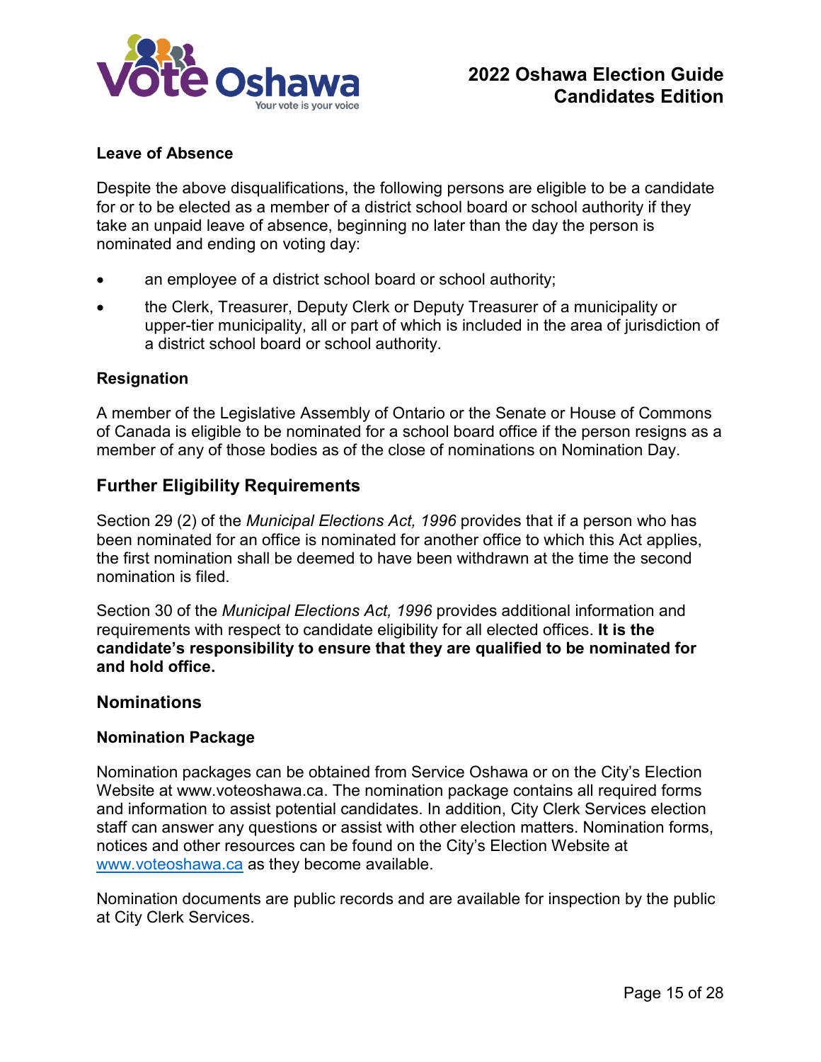### Leave of Absence

Despite the above disqualifications, the following persons are eligible to be a candidate for or to be elected as a member of a district school board or school authority if they take an unpaid leave of absence, beginning no later than the day the person is nominated and ending on voting day:

- an employee of a district school board or school authority;
- the Clerk, Treasurer, Deputy Clerk or Deputy Treasurer of a municipality or upper-tier municipality, all or part of which is included in the area of jurisdiction of a district school board or school authority.

### Resignation

A member of the Legislative Assembly of Ontario or the Senate or House of Commons of Canada is eligible to be nominated for a school board office if the person resigns as a member of any of those bodies as of the close of nominations on Nomination Day.

## Further Eligibility Requirements

Section 29 (2) of the *Municipal Elections Act, 1996* provides that if a person who has been nominated for an office is nominated for another office to which this Act applies, the first nomination shall be deemed to have been withdrawn at the time the second nomination is filed.

Section 30 of the *Municipal Elections Act, 1996* provides additional information and requirements with respect to candidate eligibility for all elected offices. **It is the candidate's responsibility to ensure that they are qualified to be nominated for and hold office.**

## Nominations

### Nomination Package

Nomination packages can be obtained from Service Oshawa or on the City's Election Website at www.voteoshawa.ca. The nomination package contains all required forms and information to assist potential candidates. In addition, City Clerk Services election staff can answer any questions or assist with other election matters. Nomination forms, notices and other resources can be found on the City's Election Website at [www.voteoshawa.ca](http://www.voteoshawa.ca) as they become available.

Nomination documents are public records and are available for inspection by the public at City Clerk Services.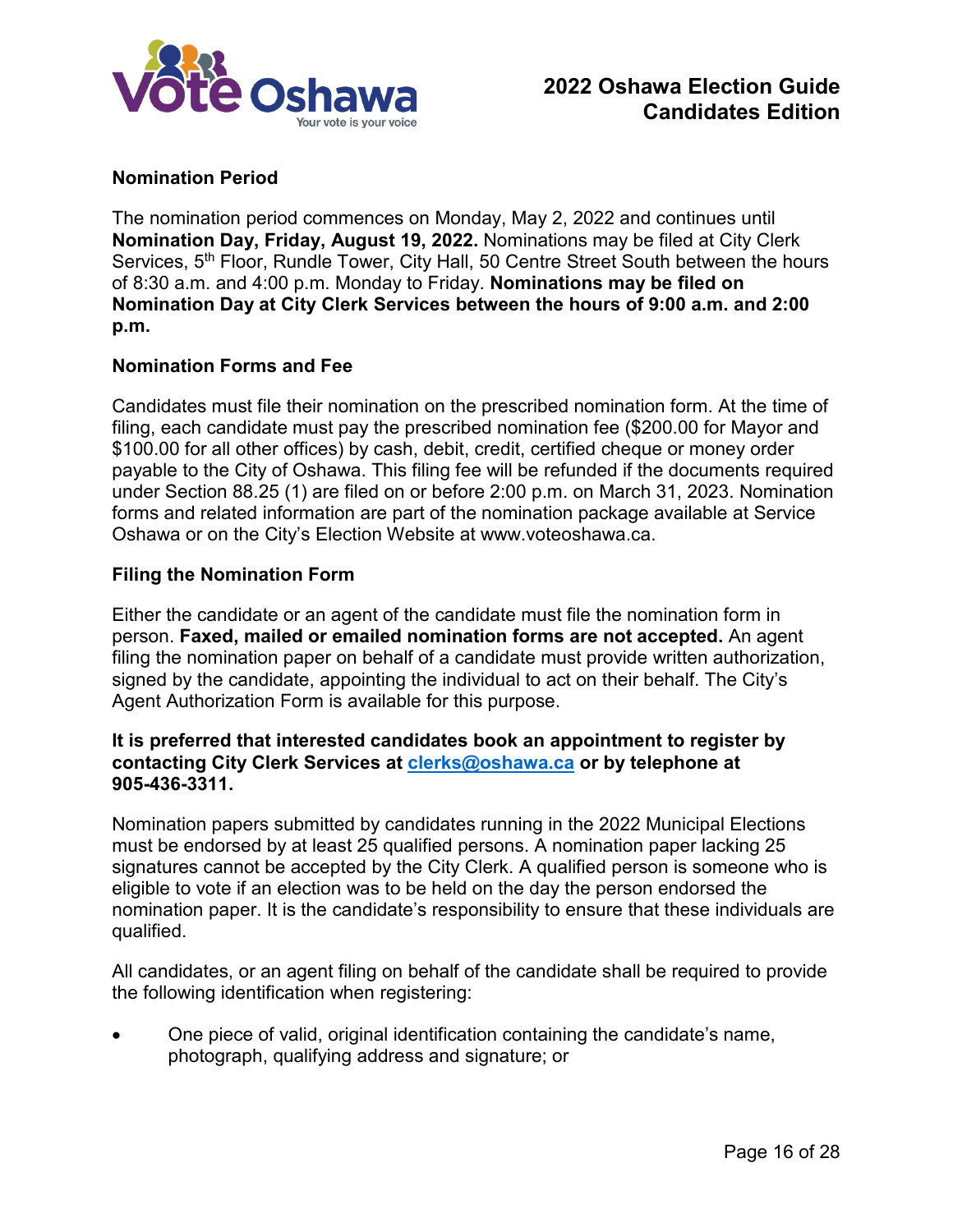## Nomination Period

The nomination period commences on Monday, May 2, 2022 and continues until **Nomination Day, Friday, August 19, 2022.** Nominations may be filed at City Clerk Services, 5th Floor, Rundle Tower, City Hall, 50 Centre Street South between the hours of 8:30 a.m. and 4:00 p.m. Monday to Friday. **Nominations may be filed on Nomination Day at City Clerk Services between the hours of 9:00 a.m. and 2:00 p.m.**

## Nomination Forms and Fee

Candidates must file their nomination on the prescribed nomination form. At the time of filing, each candidate must pay the prescribed nomination fee ($200.00 for Mayor and $100.00 for all other offices) by cash, debit, credit, certified cheque or money order payable to the City of Oshawa. This filing fee will be refunded if the documents required under Section 88.25 (1) are filed on or before 2:00 p.m. on March 31, 2023. Nomination forms and related information are part of the nomination package available at Service Oshawa or on the City's Election Website at www.voteoshawa.ca.

## Filing the Nomination Form

Either the candidate or an agent of the candidate must file the nomination form in person. **Faxed, mailed or emailed nomination forms are not accepted.** An agent filing the nomination paper on behalf of a candidate must provide written authorization, signed by the candidate, appointing the individual to act on their behalf. The City's Agent Authorization Form is available for this purpose.

**It is preferred that interested candidates book an appointment to register by contacting City Clerk Services at [clerks@oshawa.ca](mailto:clerks@oshawa.ca) or by telephone at 905-436-3311.**

Nomination papers submitted by candidates running in the 2022 Municipal Elections must be endorsed by at least 25 qualified persons. A nomination paper lacking 25 signatures cannot be accepted by the City Clerk. A qualified person is someone who is eligible to vote if an election was to be held on the day the person endorsed the nomination paper. It is the candidate's responsibility to ensure that these individuals are qualified.

All candidates, or an agent filing on behalf of the candidate shall be required to provide the following identification when registering:

- One piece of valid, original identification containing the candidate's name, photograph, qualifying address and signature; or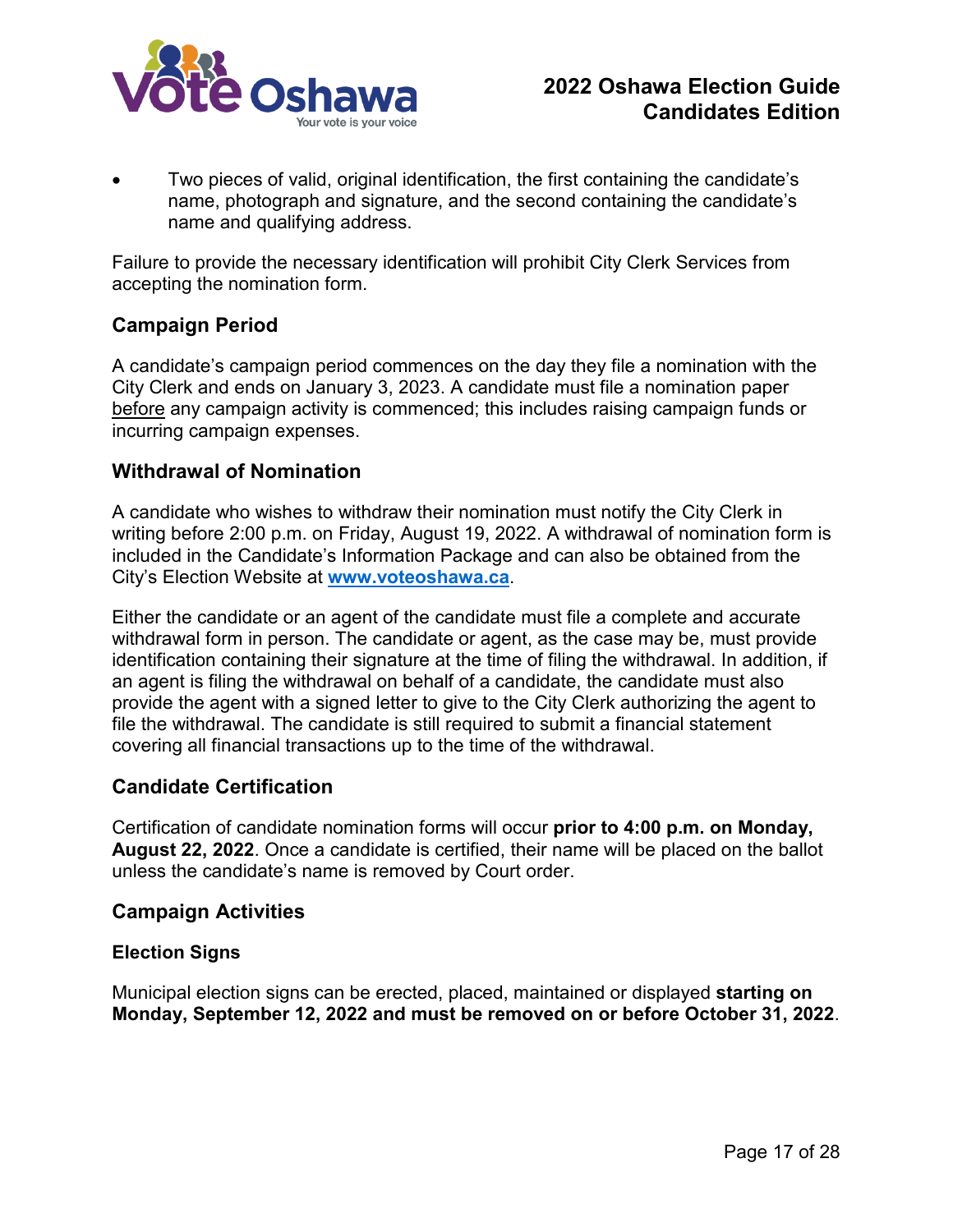- Two pieces of valid, original identification, the first containing the candidate's name, photograph and signature, and the second containing the candidate's name and qualifying address.

Failure to provide the necessary identification will prohibit City Clerk Services from accepting the nomination form.

## Campaign Period

A candidate's campaign period commences on the day they file a nomination with the City Clerk and ends on January 3, 2023. A candidate must file a nomination paper before any campaign activity is commenced; this includes raising campaign funds or incurring campaign expenses.

## Withdrawal of Nomination

A candidate who wishes to withdraw their nomination must notify the City Clerk in writing before 2:00 p.m. on Friday, August 19, 2022. A withdrawal of nomination form is included in the Candidate's Information Package and can also be obtained from the City's Election Website at **www.voteoshawa.ca**.

Either the candidate or an agent of the candidate must file a complete and accurate withdrawal form in person. The candidate or agent, as the case may be, must provide identification containing their signature at the time of filing the withdrawal. In addition, if an agent is filing the withdrawal on behalf of a candidate, the candidate must also provide the agent with a signed letter to give to the City Clerk authorizing the agent to file the withdrawal. The candidate is still required to submit a financial statement covering all financial transactions up to the time of the withdrawal.

## Candidate Certification

Certification of candidate nomination forms will occur **prior to 4:00 p.m. on Monday, August 22, 2022**. Once a candidate is certified, their name will be placed on the ballot unless the candidate's name is removed by Court order.

## Campaign Activities

### Election Signs

Municipal election signs can be erected, placed, maintained or displayed **starting on Monday, September 12, 2022 and must be removed on or before October 31, 2022**.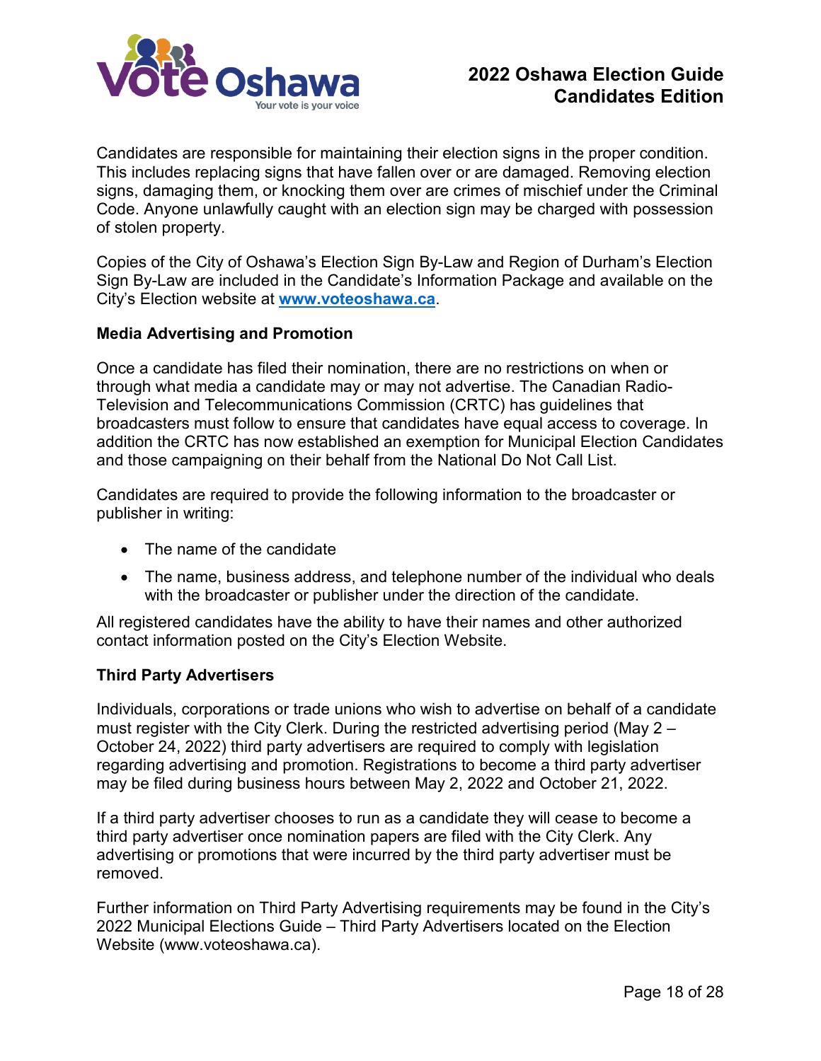Candidates are responsible for maintaining their election signs in the proper condition. This includes replacing signs that have fallen over or are damaged. Removing election signs, damaging them, or knocking them over are crimes of mischief under the Criminal Code. Anyone unlawfully caught with an election sign may be charged with possession of stolen property.

Copies of the City of Oshawa's Election Sign By-Law and Region of Durham's Election Sign By-Law are included in the Candidate's Information Package and available on the City's Election website at **[www.voteoshawa.ca](http://www.voteoshawa.ca)**.

**Media Advertising and Promotion**

Once a candidate has filed their nomination, there are no restrictions on when or through what media a candidate may or may not advertise. The Canadian Radio-Television and Telecommunications Commission (CRTC) has guidelines that broadcasters must follow to ensure that candidates have equal access to coverage. In addition the CRTC has now established an exemption for Municipal Election Candidates and those campaigning on their behalf from the National Do Not Call List.

Candidates are required to provide the following information to the broadcaster or publisher in writing:

- The name of the candidate
- The name, business address, and telephone number of the individual who deals with the broadcaster or publisher under the direction of the candidate.

All registered candidates have the ability to have their names and other authorized contact information posted on the City's Election Website.

**Third Party Advertisers**

Individuals, corporations or trade unions who wish to advertise on behalf of a candidate must register with the City Clerk. During the restricted advertising period (May 2 – October 24, 2022) third party advertisers are required to comply with legislation regarding advertising and promotion. Registrations to become a third party advertiser may be filed during business hours between May 2, 2022 and October 21, 2022.

If a third party advertiser chooses to run as a candidate they will cease to become a third party advertiser once nomination papers are filed with the City Clerk. Any advertising or promotions that were incurred by the third party advertiser must be removed.

Further information on Third Party Advertising requirements may be found in the City's 2022 Municipal Elections Guide – Third Party Advertisers located on the Election Website (www.voteoshawa.ca).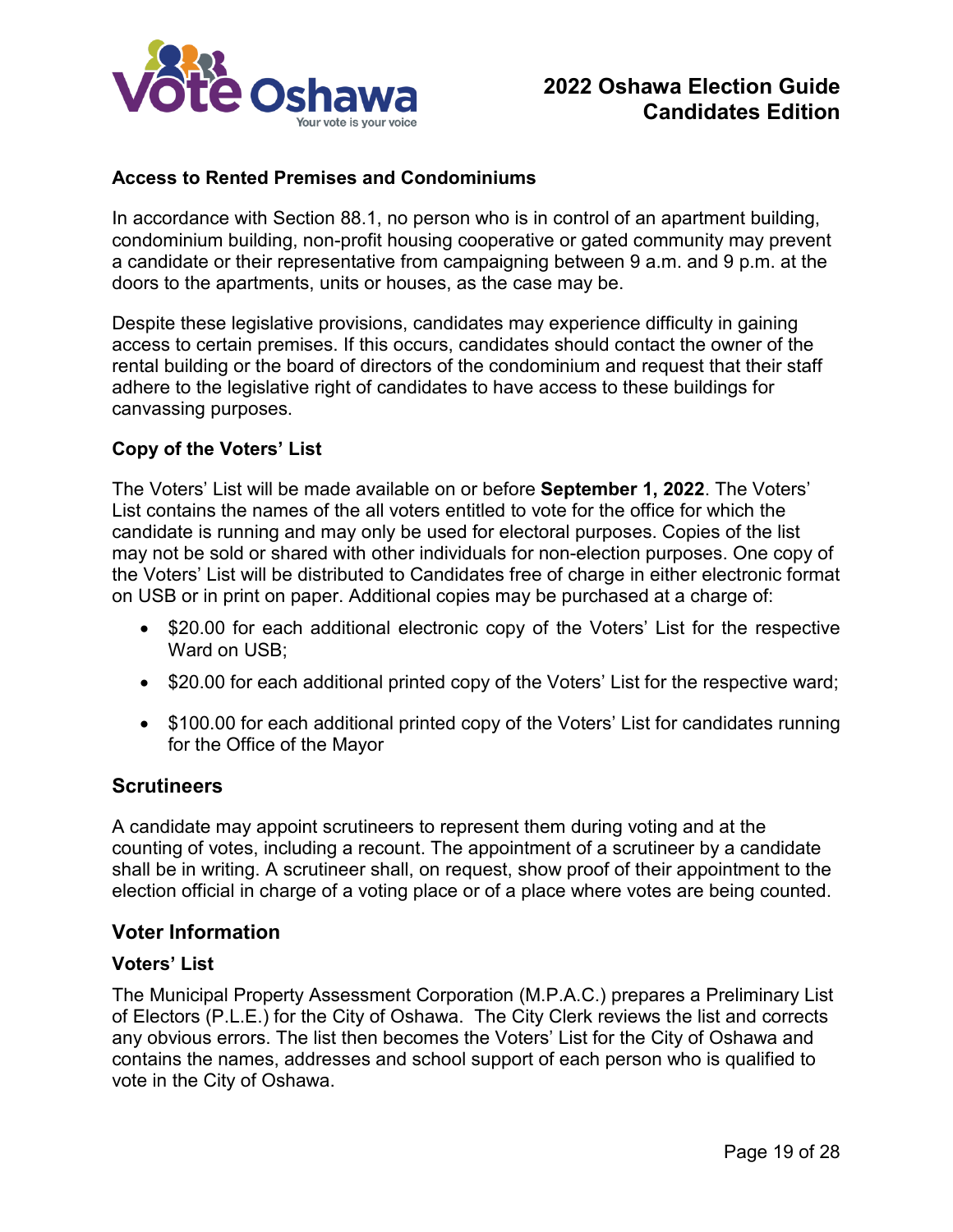### Access to Rented Premises and Condominiums

In accordance with Section 88.1, no person who is in control of an apartment building, condominium building, non-profit housing cooperative or gated community may prevent a candidate or their representative from campaigning between 9 a.m. and 9 p.m. at the doors to the apartments, units or houses, as the case may be.

Despite these legislative provisions, candidates may experience difficulty in gaining access to certain premises. If this occurs, candidates should contact the owner of the rental building or the board of directors of the condominium and request that their staff adhere to the legislative right of candidates to have access to these buildings for canvassing purposes.

### Copy of the Voters' List

The Voters' List will be made available on or before **September 1, 2022**. The Voters' List contains the names of the all voters entitled to vote for the office for which the candidate is running and may only be used for electoral purposes. Copies of the list may not be sold or shared with other individuals for non-election purposes. One copy of the Voters' List will be distributed to Candidates free of charge in either electronic format on USB or in print on paper. Additional copies may be purchased at a charge of:

- $20.00 for each additional electronic copy of the Voters' List for the respective Ward on USB;
- $20.00 for each additional printed copy of the Voters' List for the respective ward;
- $100.00 for each additional printed copy of the Voters' List for candidates running for the Office of the Mayor

## Scrutineers

A candidate may appoint scrutineers to represent them during voting and at the counting of votes, including a recount. The appointment of a scrutineer by a candidate shall be in writing. A scrutineer shall, on request, show proof of their appointment to the election official in charge of a voting place or of a place where votes are being counted.

## Voter Information

### Voters' List

The Municipal Property Assessment Corporation (M.P.A.C.) prepares a Preliminary List of Electors (P.L.E.) for the City of Oshawa. The City Clerk reviews the list and corrects any obvious errors. The list then becomes the Voters' List for the City of Oshawa and contains the names, addresses and school support of each person who is qualified to vote in the City of Oshawa.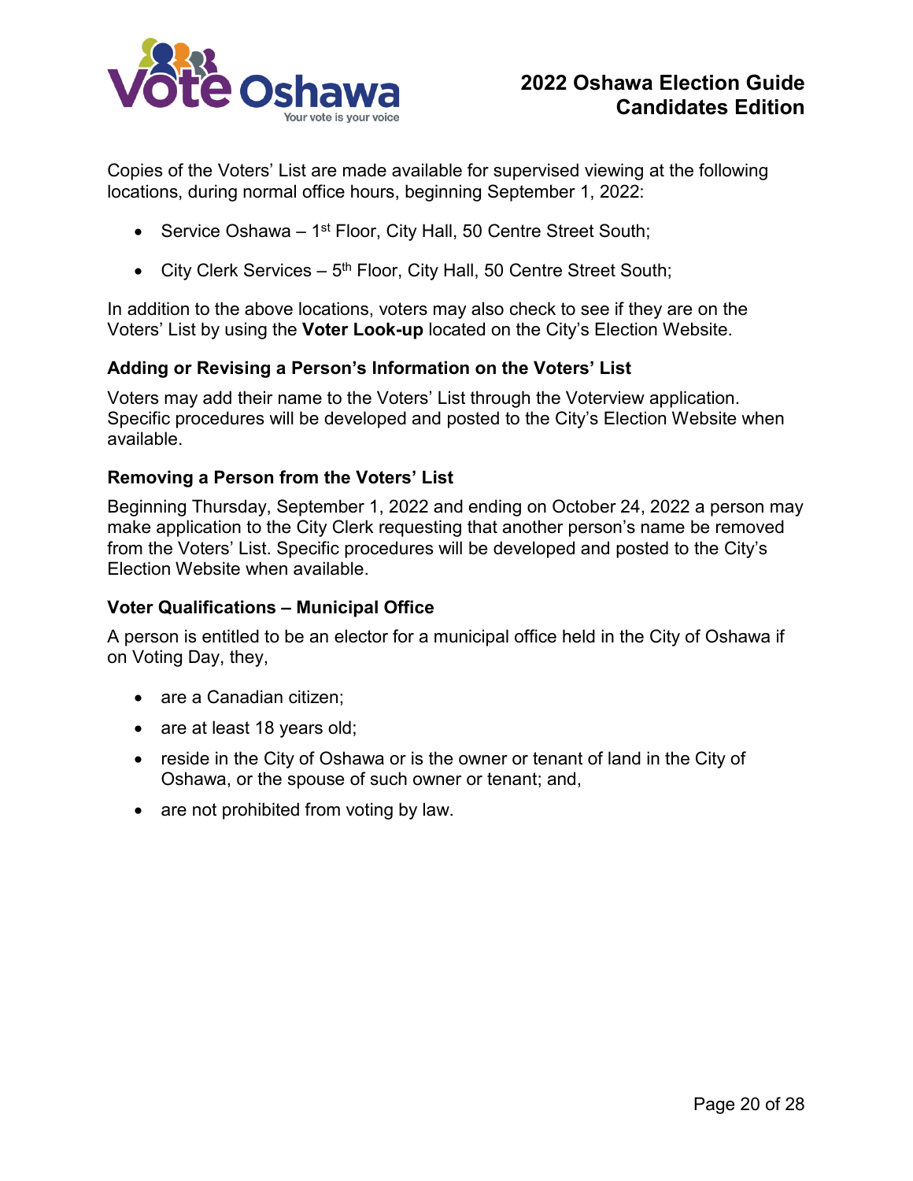Copies of the Voters' List are made available for supervised viewing at the following locations, during normal office hours, beginning September 1, 2022:

- Service Oshawa – 1st Floor, City Hall, 50 Centre Street South;
- City Clerk Services – 5th Floor, City Hall, 50 Centre Street South;

In addition to the above locations, voters may also check to see if they are on the Voters' List by using the **Voter Look-up** located on the City's Election Website.

### Adding or Revising a Person's Information on the Voters' List

Voters may add their name to the Voters' List through the Voterview application. Specific procedures will be developed and posted to the City's Election Website when available.

### Removing a Person from the Voters' List

Beginning Thursday, September 1, 2022 and ending on October 24, 2022 a person may make application to the City Clerk requesting that another person's name be removed from the Voters' List. Specific procedures will be developed and posted to the City's Election Website when available.

### Voter Qualifications – Municipal Office

A person is entitled to be an elector for a municipal office held in the City of Oshawa if on Voting Day, they,

- are a Canadian citizen;
- are at least 18 years old;
- reside in the City of Oshawa or is the owner or tenant of land in the City of Oshawa, or the spouse of such owner or tenant; and,
- are not prohibited from voting by law.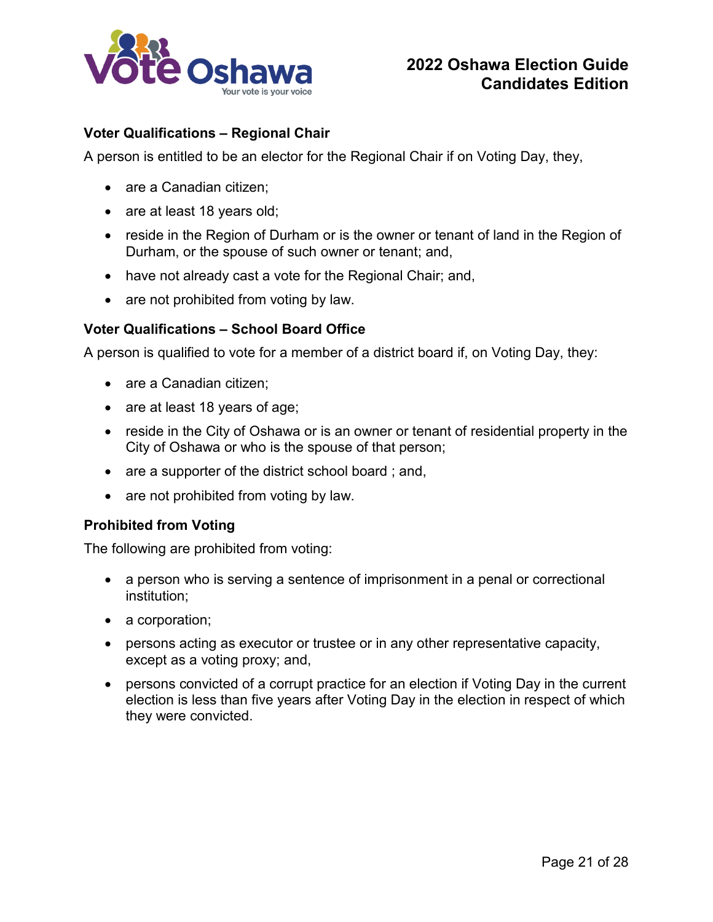### Voter Qualifications – Regional Chair

A person is entitled to be an elector for the Regional Chair if on Voting Day, they,

- are a Canadian citizen;
- are at least 18 years old;
- reside in the Region of Durham or is the owner or tenant of land in the Region of Durham, or the spouse of such owner or tenant; and,
- have not already cast a vote for the Regional Chair; and,
- are not prohibited from voting by law.

### Voter Qualifications – School Board Office

A person is qualified to vote for a member of a district board if, on Voting Day, they:

- are a Canadian citizen;
- are at least 18 years of age;
- reside in the City of Oshawa or is an owner or tenant of residential property in the City of Oshawa or who is the spouse of that person;
- are a supporter of the district school board ; and,
- are not prohibited from voting by law.

### Prohibited from Voting

The following are prohibited from voting:

- a person who is serving a sentence of imprisonment in a penal or correctional institution;
- a corporation;
- persons acting as executor or trustee or in any other representative capacity, except as a voting proxy; and,
- persons convicted of a corrupt practice for an election if Voting Day in the current election is less than five years after Voting Day in the election in respect of which they were convicted.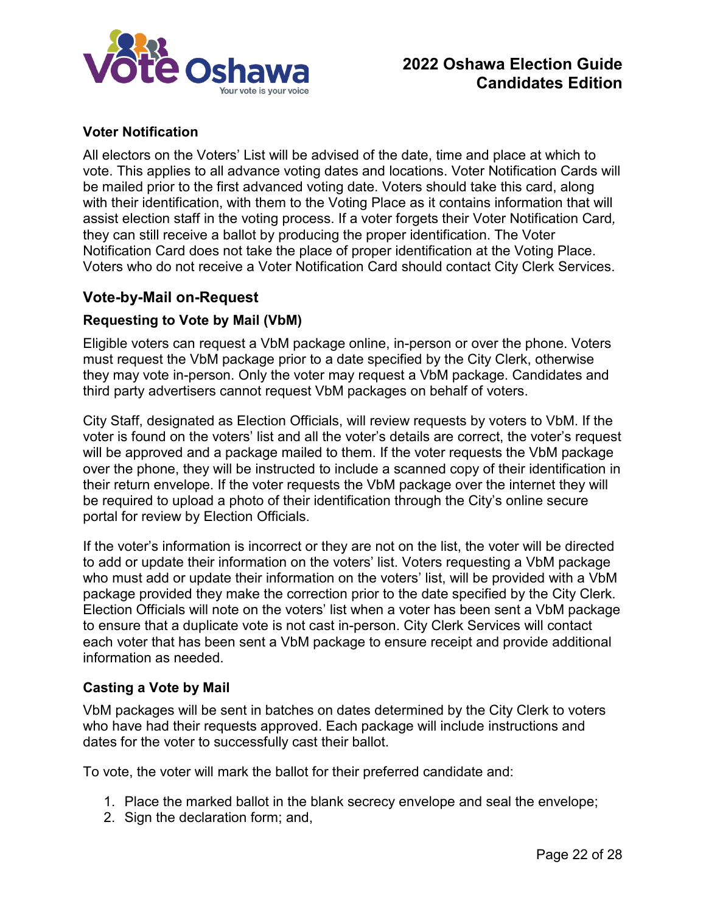### Voter Notification

All electors on the Voters' List will be advised of the date, time and place at which to vote. This applies to all advance voting dates and locations. Voter Notification Cards will be mailed prior to the first advanced voting date. Voters should take this card, along with their identification, with them to the Voting Place as it contains information that will assist election staff in the voting process. If a voter forgets their Voter Notification Card, they can still receive a ballot by producing the proper identification. The Voter Notification Card does not take the place of proper identification at the Voting Place. Voters who do not receive a Voter Notification Card should contact City Clerk Services.

## Vote-by-Mail on-Request

### Requesting to Vote by Mail (VbM)

Eligible voters can request a VbM package online, in-person or over the phone. Voters must request the VbM package prior to a date specified by the City Clerk, otherwise they may vote in-person. Only the voter may request a VbM package. Candidates and third party advertisers cannot request VbM packages on behalf of voters.

City Staff, designated as Election Officials, will review requests by voters to VbM. If the voter is found on the voters' list and all the voter's details are correct, the voter's request will be approved and a package mailed to them. If the voter requests the VbM package over the phone, they will be instructed to include a scanned copy of their identification in their return envelope. If the voter requests the VbM package over the internet they will be required to upload a photo of their identification through the City's online secure portal for review by Election Officials.

If the voter's information is incorrect or they are not on the list, the voter will be directed to add or update their information on the voters' list. Voters requesting a VbM package who must add or update their information on the voters' list, will be provided with a VbM package provided they make the correction prior to the date specified by the City Clerk. Election Officials will note on the voters' list when a voter has been sent a VbM package to ensure that a duplicate vote is not cast in-person. City Clerk Services will contact each voter that has been sent a VbM package to ensure receipt and provide additional information as needed.

### Casting a Vote by Mail

VbM packages will be sent in batches on dates determined by the City Clerk to voters who have had their requests approved. Each package will include instructions and dates for the voter to successfully cast their ballot.

To vote, the voter will mark the ballot for their preferred candidate and:

1. Place the marked ballot in the blank secrecy envelope and seal the envelope;
2. Sign the declaration form; and,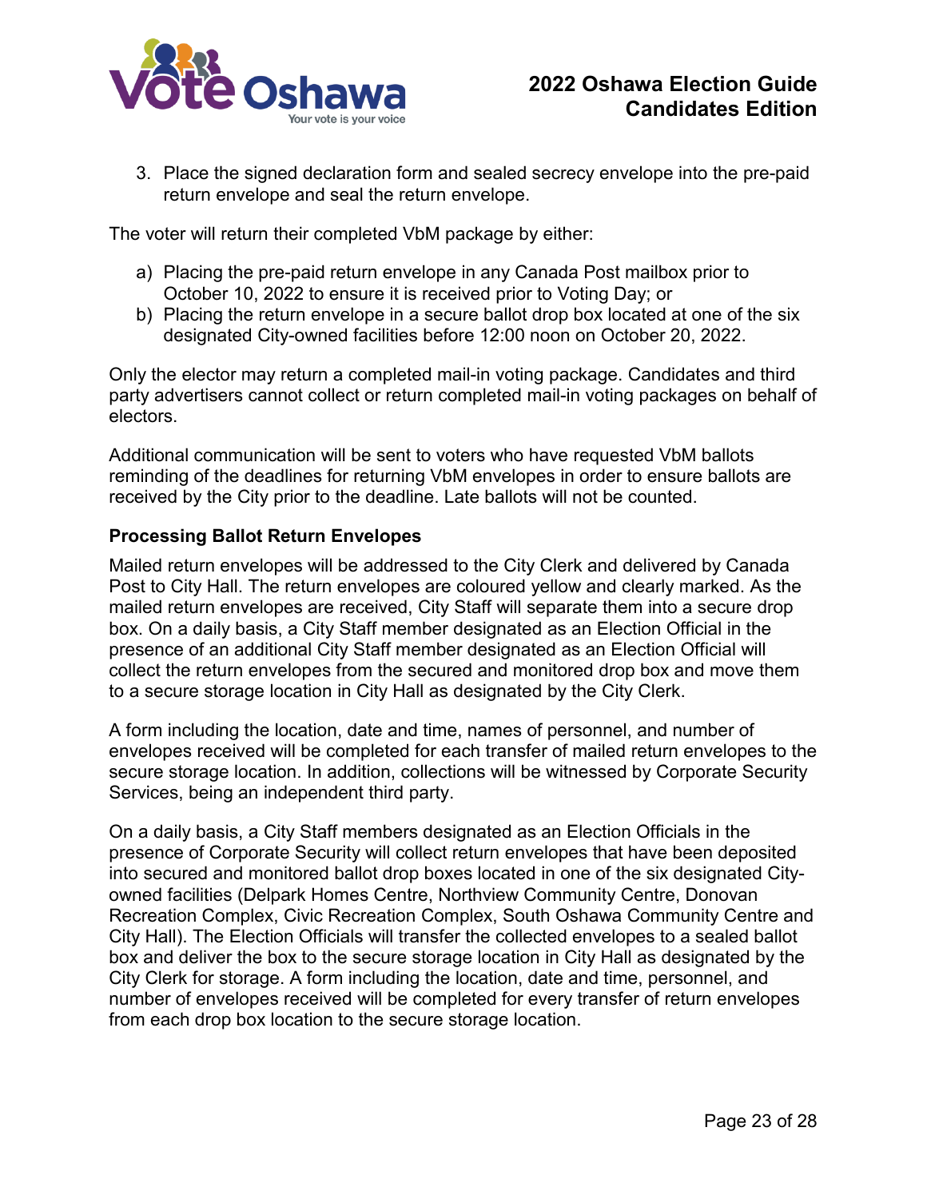3. Place the signed declaration form and sealed secrecy envelope into the pre-paid return envelope and seal the return envelope.

The voter will return their completed VbM package by either:

a) Placing the pre-paid return envelope in any Canada Post mailbox prior to October 10, 2022 to ensure it is received prior to Voting Day; or
b) Placing the return envelope in a secure ballot drop box located at one of the six designated City-owned facilities before 12:00 noon on October 20, 2022.

Only the elector may return a completed mail-in voting package. Candidates and third party advertisers cannot collect or return completed mail-in voting packages on behalf of electors.

Additional communication will be sent to voters who have requested VbM ballots reminding of the deadlines for returning VbM envelopes in order to ensure ballots are received by the City prior to the deadline. Late ballots will not be counted.

**Processing Ballot Return Envelopes**

Mailed return envelopes will be addressed to the City Clerk and delivered by Canada Post to City Hall. The return envelopes are coloured yellow and clearly marked. As the mailed return envelopes are received, City Staff will separate them into a secure drop box. On a daily basis, a City Staff member designated as an Election Official in the presence of an additional City Staff member designated as an Election Official will collect the return envelopes from the secured and monitored drop box and move them to a secure storage location in City Hall as designated by the City Clerk.

A form including the location, date and time, names of personnel, and number of envelopes received will be completed for each transfer of mailed return envelopes to the secure storage location. In addition, collections will be witnessed by Corporate Security Services, being an independent third party.

On a daily basis, a City Staff members designated as an Election Officials in the presence of Corporate Security will collect return envelopes that have been deposited into secured and monitored ballot drop boxes located in one of the six designated City-owned facilities (Delpark Homes Centre, Northview Community Centre, Donovan Recreation Complex, Civic Recreation Complex, South Oshawa Community Centre and City Hall). The Election Officials will transfer the collected envelopes to a sealed ballot box and deliver the box to the secure storage location in City Hall as designated by the City Clerk for storage. A form including the location, date and time, personnel, and number of envelopes received will be completed for every transfer of return envelopes from each drop box location to the secure storage location.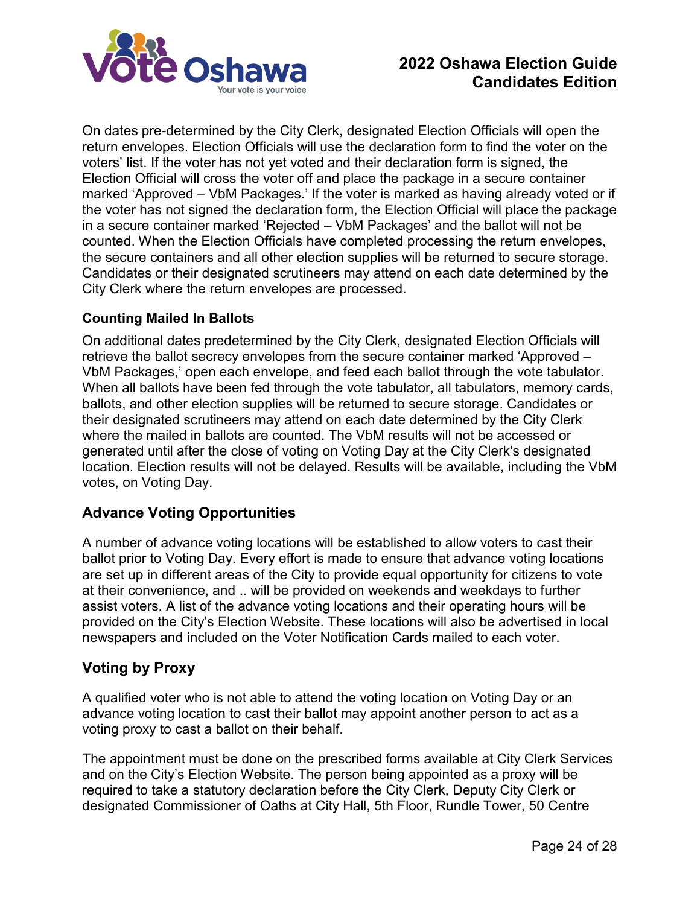On dates pre-determined by the City Clerk, designated Election Officials will open the return envelopes. Election Officials will use the declaration form to find the voter on the voters' list. If the voter has not yet voted and their declaration form is signed, the Election Official will cross the voter off and place the package in a secure container marked 'Approved – VbM Packages.' If the voter is marked as having already voted or if the voter has not signed the declaration form, the Election Official will place the package in a secure container marked 'Rejected – VbM Packages' and the ballot will not be counted. When the Election Officials have completed processing the return envelopes, the secure containers and all other election supplies will be returned to secure storage. Candidates or their designated scrutineers may attend on each date determined by the City Clerk where the return envelopes are processed.

#### Counting Mailed In Ballots

On additional dates predetermined by the City Clerk, designated Election Officials will retrieve the ballot secrecy envelopes from the secure container marked 'Approved – VbM Packages,' open each envelope, and feed each ballot through the vote tabulator. When all ballots have been fed through the vote tabulator, all tabulators, memory cards, ballots, and other election supplies will be returned to secure storage. Candidates or their designated scrutineers may attend on each date determined by the City Clerk where the mailed in ballots are counted. The VbM results will not be accessed or generated until after the close of voting on Voting Day at the City Clerk's designated location. Election results will not be delayed. Results will be available, including the VbM votes, on Voting Day.

### Advance Voting Opportunities

A number of advance voting locations will be established to allow voters to cast their ballot prior to Voting Day. Every effort is made to ensure that advance voting locations are set up in different areas of the City to provide equal opportunity for citizens to vote at their convenience, and .. will be provided on weekends and weekdays to further assist voters. A list of the advance voting locations and their operating hours will be provided on the City's Election Website. These locations will also be advertised in local newspapers and included on the Voter Notification Cards mailed to each voter.

### Voting by Proxy

A qualified voter who is not able to attend the voting location on Voting Day or an advance voting location to cast their ballot may appoint another person to act as a voting proxy to cast a ballot on their behalf.

The appointment must be done on the prescribed forms available at City Clerk Services and on the City's Election Website. The person being appointed as a proxy will be required to take a statutory declaration before the City Clerk, Deputy City Clerk or designated Commissioner of Oaths at City Hall, 5th Floor, Rundle Tower, 50 Centre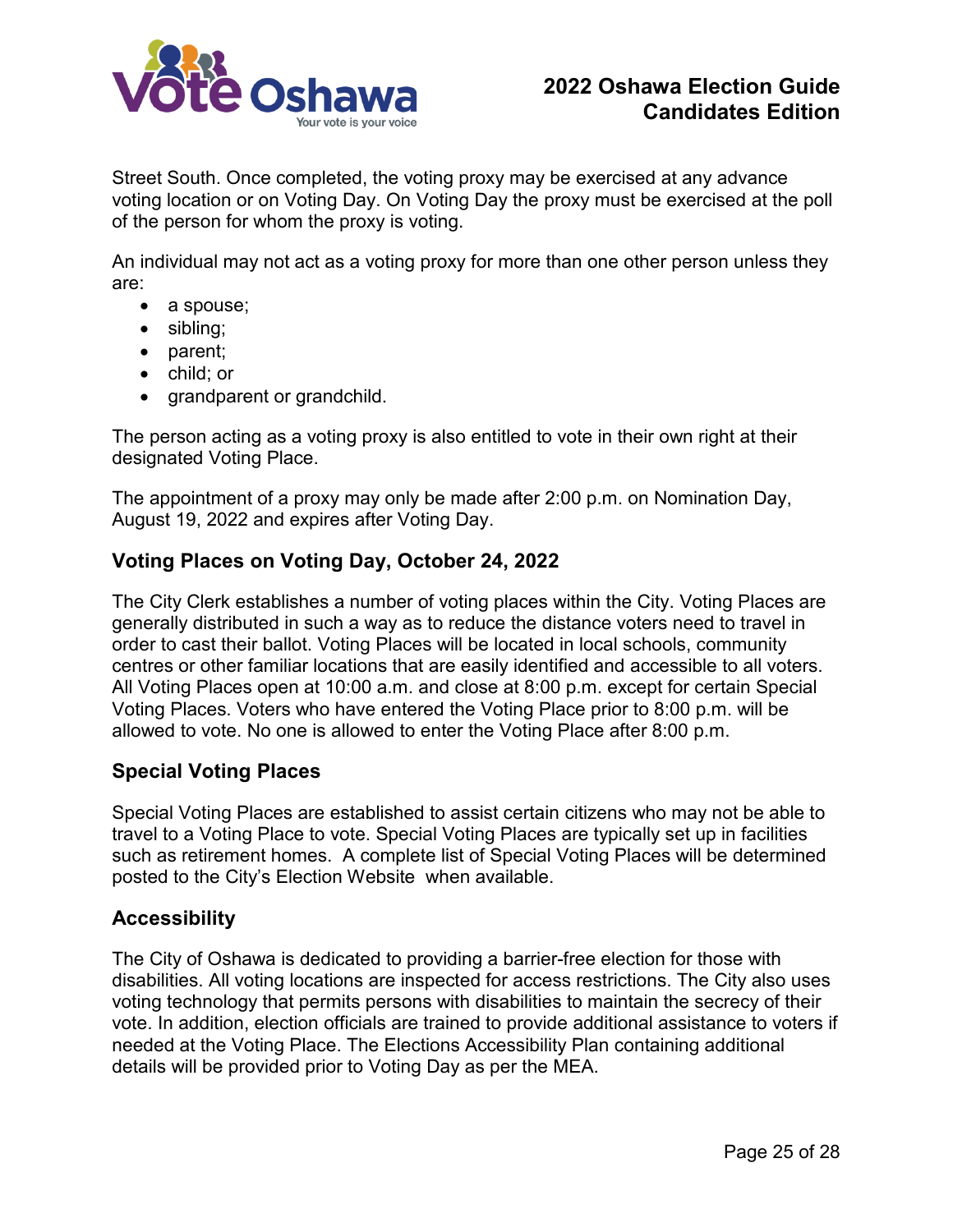Street South. Once completed, the voting proxy may be exercised at any advance voting location or on Voting Day. On Voting Day the proxy must be exercised at the poll of the person for whom the proxy is voting.

An individual may not act as a voting proxy for more than one other person unless they are:

- a spouse;
- sibling;
- parent;
- child; or
- grandparent or grandchild.

The person acting as a voting proxy is also entitled to vote in their own right at their designated Voting Place.

The appointment of a proxy may only be made after 2:00 p.m. on Nomination Day, August 19, 2022 and expires after Voting Day.

### Voting Places on Voting Day, October 24, 2022

The City Clerk establishes a number of voting places within the City. Voting Places are generally distributed in such a way as to reduce the distance voters need to travel in order to cast their ballot. Voting Places will be located in local schools, community centres or other familiar locations that are easily identified and accessible to all voters. All Voting Places open at 10:00 a.m. and close at 8:00 p.m. except for certain Special Voting Places. Voters who have entered the Voting Place prior to 8:00 p.m. will be allowed to vote. No one is allowed to enter the Voting Place after 8:00 p.m.

### Special Voting Places

Special Voting Places are established to assist certain citizens who may not be able to travel to a Voting Place to vote. Special Voting Places are typically set up in facilities such as retirement homes. A complete list of Special Voting Places will be determined posted to the City's Election Website when available.

### Accessibility

The City of Oshawa is dedicated to providing a barrier-free election for those with disabilities. All voting locations are inspected for access restrictions. The City also uses voting technology that permits persons with disabilities to maintain the secrecy of their vote. In addition, election officials are trained to provide additional assistance to voters if needed at the Voting Place. The Elections Accessibility Plan containing additional details will be provided prior to Voting Day as per the MEA.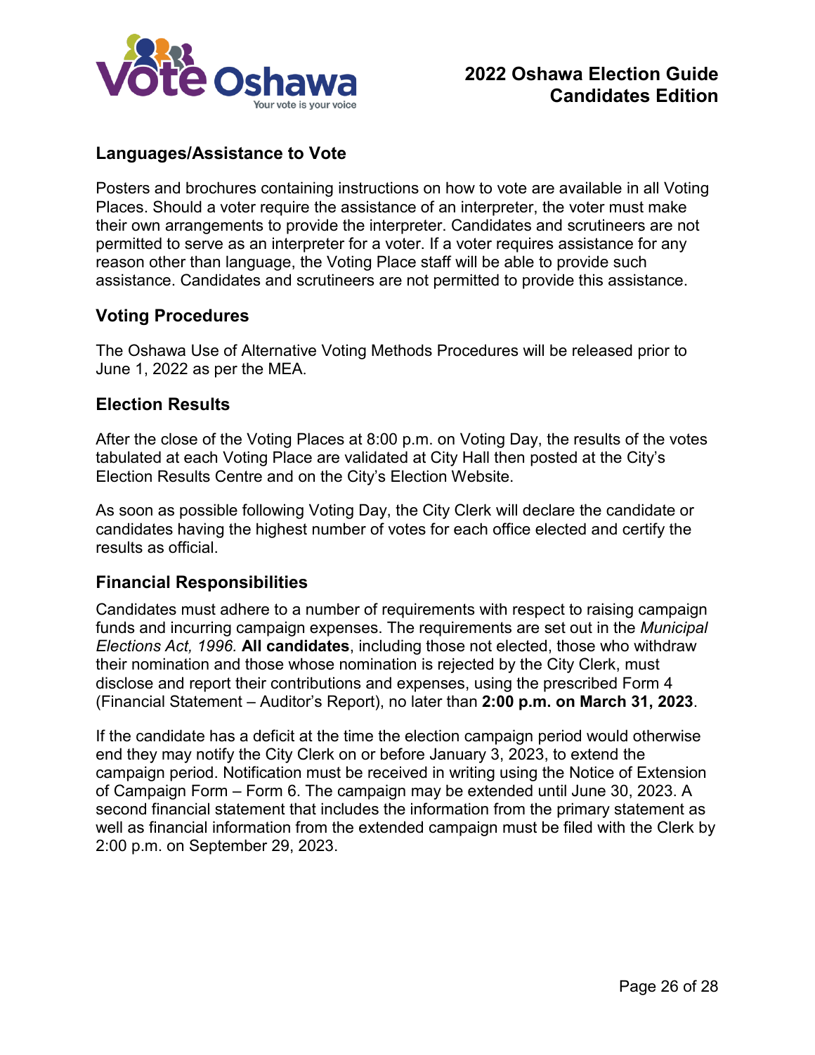## Languages/Assistance to Vote

Posters and brochures containing instructions on how to vote are available in all Voting Places. Should a voter require the assistance of an interpreter, the voter must make their own arrangements to provide the interpreter. Candidates and scrutineers are not permitted to serve as an interpreter for a voter. If a voter requires assistance for any reason other than language, the Voting Place staff will be able to provide such assistance. Candidates and scrutineers are not permitted to provide this assistance.

## Voting Procedures

The Oshawa Use of Alternative Voting Methods Procedures will be released prior to June 1, 2022 as per the MEA.

## Election Results

After the close of the Voting Places at 8:00 p.m. on Voting Day, the results of the votes tabulated at each Voting Place are validated at City Hall then posted at the City's Election Results Centre and on the City's Election Website.

As soon as possible following Voting Day, the City Clerk will declare the candidate or candidates having the highest number of votes for each office elected and certify the results as official.

## Financial Responsibilities

Candidates must adhere to a number of requirements with respect to raising campaign funds and incurring campaign expenses. The requirements are set out in the *Municipal Elections Act, 1996.* **All candidates**, including those not elected, those who withdraw their nomination and those whose nomination is rejected by the City Clerk, must disclose and report their contributions and expenses, using the prescribed Form 4 (Financial Statement – Auditor's Report), no later than **2:00 p.m. on March 31, 2023**.

If the candidate has a deficit at the time the election campaign period would otherwise end they may notify the City Clerk on or before January 3, 2023, to extend the campaign period. Notification must be received in writing using the Notice of Extension of Campaign Form – Form 6. The campaign may be extended until June 30, 2023. A second financial statement that includes the information from the primary statement as well as financial information from the extended campaign must be filed with the Clerk by 2:00 p.m. on September 29, 2023.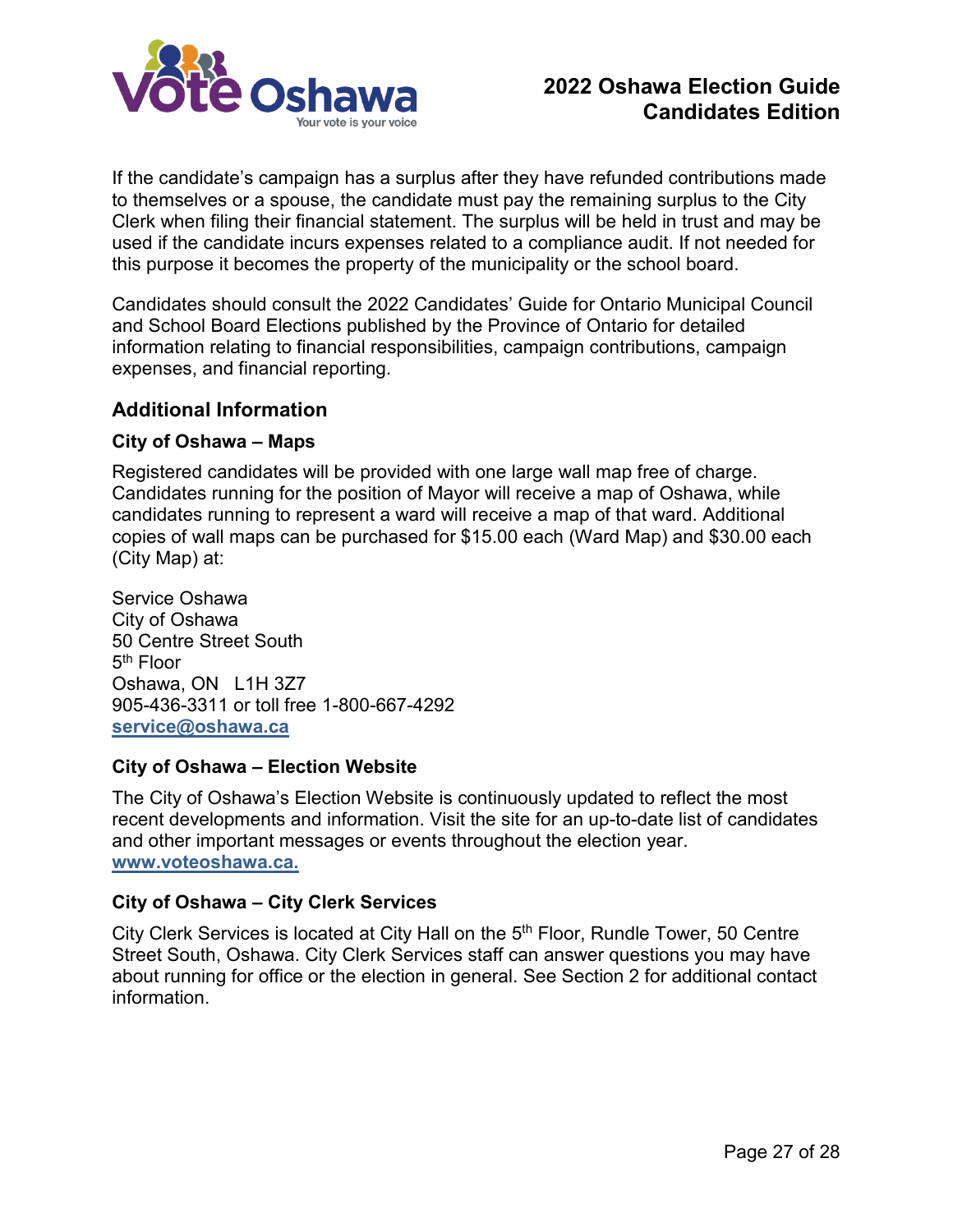If the candidate's campaign has a surplus after they have refunded contributions made to themselves or a spouse, the candidate must pay the remaining surplus to the City Clerk when filing their financial statement. The surplus will be held in trust and may be used if the candidate incurs expenses related to a compliance audit. If not needed for this purpose it becomes the property of the municipality or the school board.

Candidates should consult the 2022 Candidates' Guide for Ontario Municipal Council and School Board Elections published by the Province of Ontario for detailed information relating to financial responsibilities, campaign contributions, campaign expenses, and financial reporting.

## Additional Information

### City of Oshawa – Maps

Registered candidates will be provided with one large wall map free of charge. Candidates running for the position of Mayor will receive a map of Oshawa, while candidates running to represent a ward will receive a map of that ward. Additional copies of wall maps can be purchased for $15.00 each (Ward Map) and $30.00 each (City Map) at:

Service Oshawa
City of Oshawa
50 Centre Street South
5th Floor
Oshawa, ON L1H 3Z7
905-436-3311 or toll free 1-800-667-4292
**service@oshawa.ca**

### City of Oshawa – Election Website

The City of Oshawa's Election Website is continuously updated to reflect the most recent developments and information. Visit the site for an up-to-date list of candidates and other important messages or events throughout the election year. **www.voteoshawa.ca.**

### City of Oshawa – City Clerk Services

City Clerk Services is located at City Hall on the 5th Floor, Rundle Tower, 50 Centre Street South, Oshawa. City Clerk Services staff can answer questions you may have about running for office or the election in general. See Section 2 for additional contact information.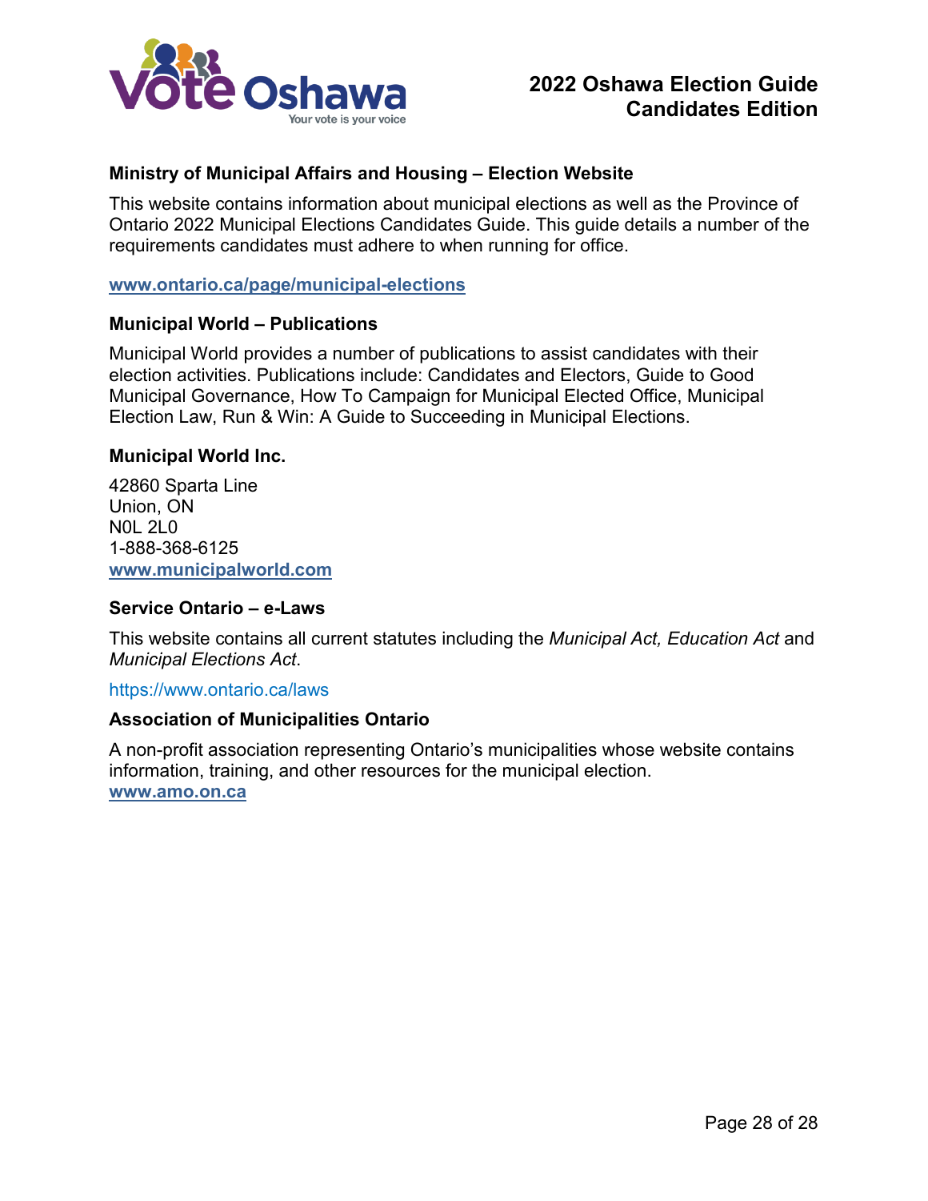### Ministry of Municipal Affairs and Housing – Election Website

This website contains information about municipal elections as well as the Province of Ontario 2022 Municipal Elections Candidates Guide. This guide details a number of the requirements candidates must adhere to when running for office.

[www.ontario.ca/page/municipal-elections](www.ontario.ca/page/municipal-elections)

### Municipal World – Publications

Municipal World provides a number of publications to assist candidates with their election activities. Publications include: Candidates and Electors, Guide to Good Municipal Governance, How To Campaign for Municipal Elected Office, Municipal Election Law, Run & Win: A Guide to Succeeding in Municipal Elections.

### Municipal World Inc.

42860 Sparta Line
Union, ON
N0L 2L0
1-888-368-6125
[www.municipalworld.com](www.municipalworld.com)

### Service Ontario – e-Laws

This website contains all current statutes including the *Municipal Act, Education Act* and *Municipal Elections Act*.

https://www.ontario.ca/laws

### Association of Municipalities Ontario

A non-profit association representing Ontario's municipalities whose website contains information, training, and other resources for the municipal election.
[www.amo.on.ca](www.amo.on.ca)